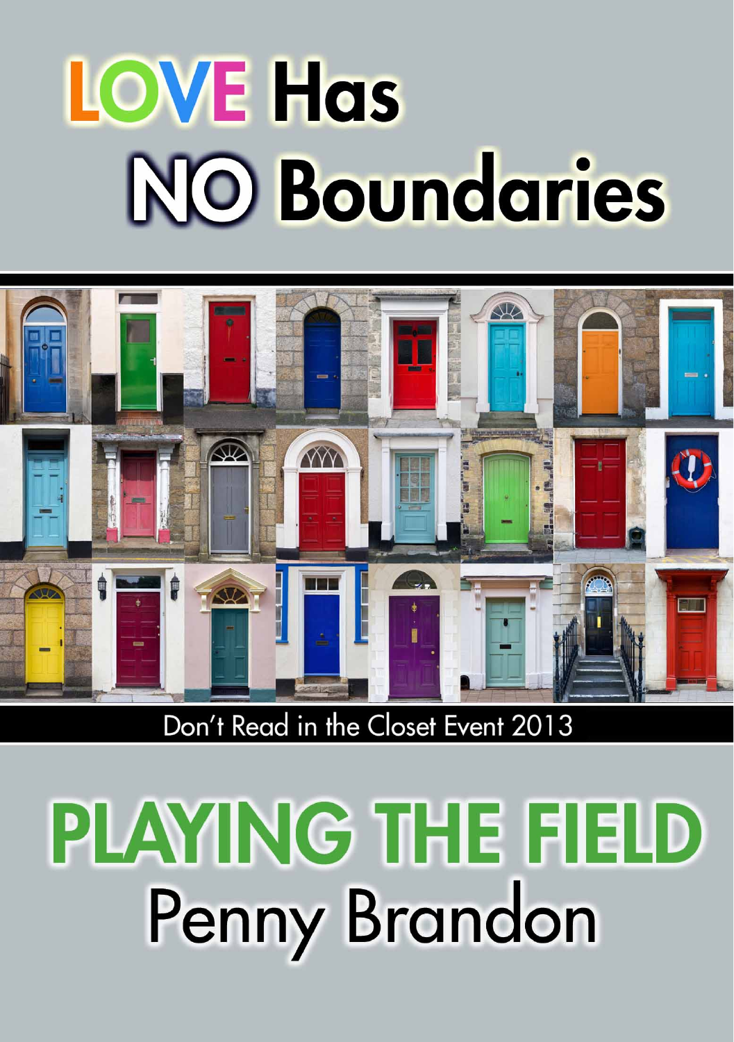# LOVE Has NO Boundaries

Don't Read in the Closet Event 2013

# PLAYING THE FIELD

## Penny Brandon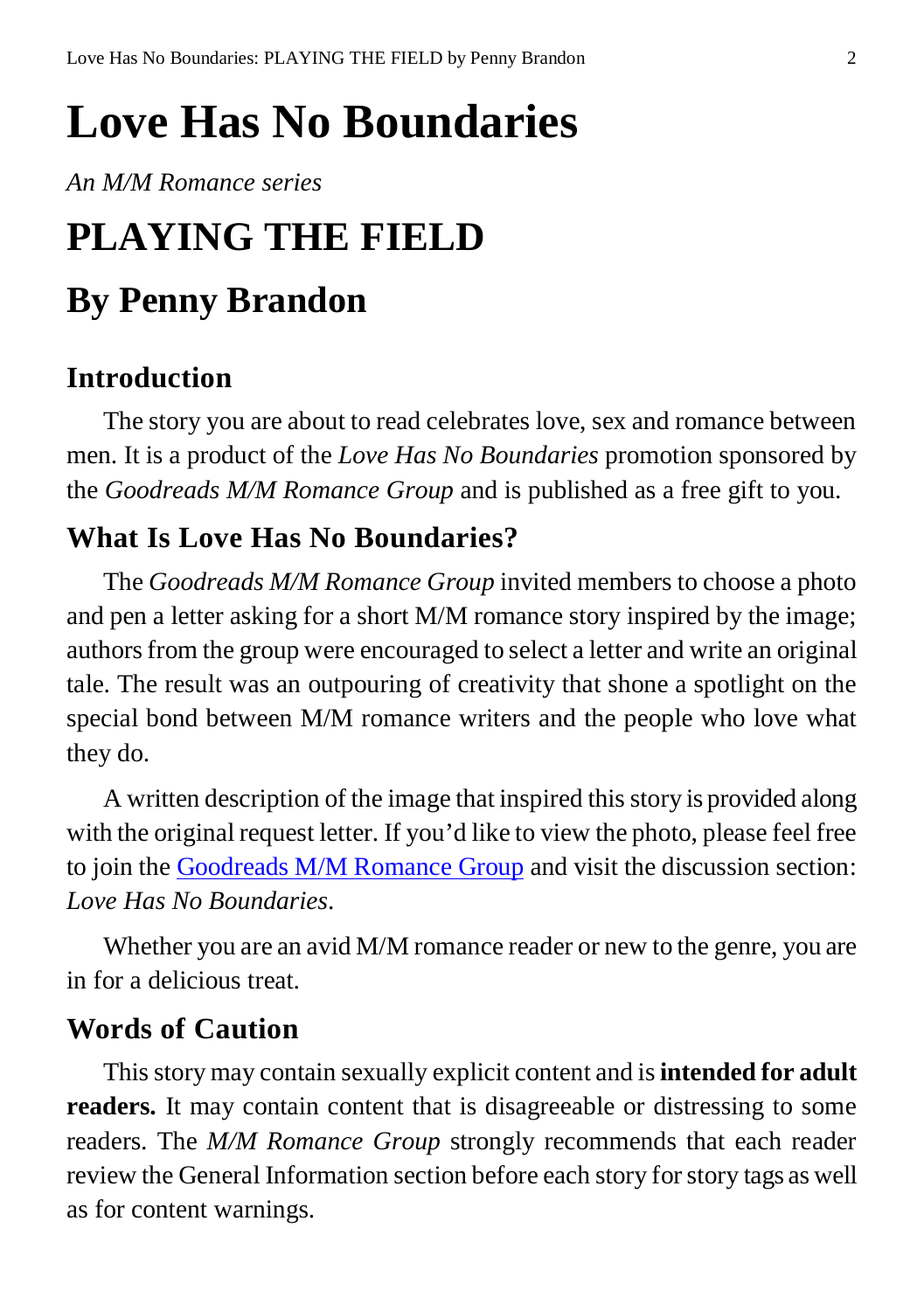# Love Has No Boundaries

*An M/M Romance series*

# PLAYING THE FIELD

## By Penny Brandon

### Introduction

The story you are about to read celebrates love, sex and romance between men. It is a product of the *Love Has No Boundaries* promotion sponsored by the *Goodreads M/M Romance Group* and is published as a free gift to you.

### What Is Love Has No Boundaries?

The *Goodreads M/M Romance Group* invited members to choose a photo and pen a letter asking for a short M/M romance story inspired by the image; authors from the group were encouraged to select a letter and write an original tale. The result was an outpouring of creativity that shone a spotlight on the special bond between M/M romance writers and the people who love what they do.

A written description of the image that inspired this story is provided along with the original request letter. If you'd like to view the photo, please feel free to join the Goodreads M/M Romance Group and visit the discussion section: *Love Has No Boundaries*.

Whether you are an avid M/M romance reader or new to the genre, you are in for a delicious treat.

### Words of Caution

This story may contain sexually explicit content and is **intended for adult readers.** It may contain content that is disagreeable or distressing to some readers. The *M/M Romance Group* strongly recommends that each reader review the General Information section before each story for story tags as well as for content warnings.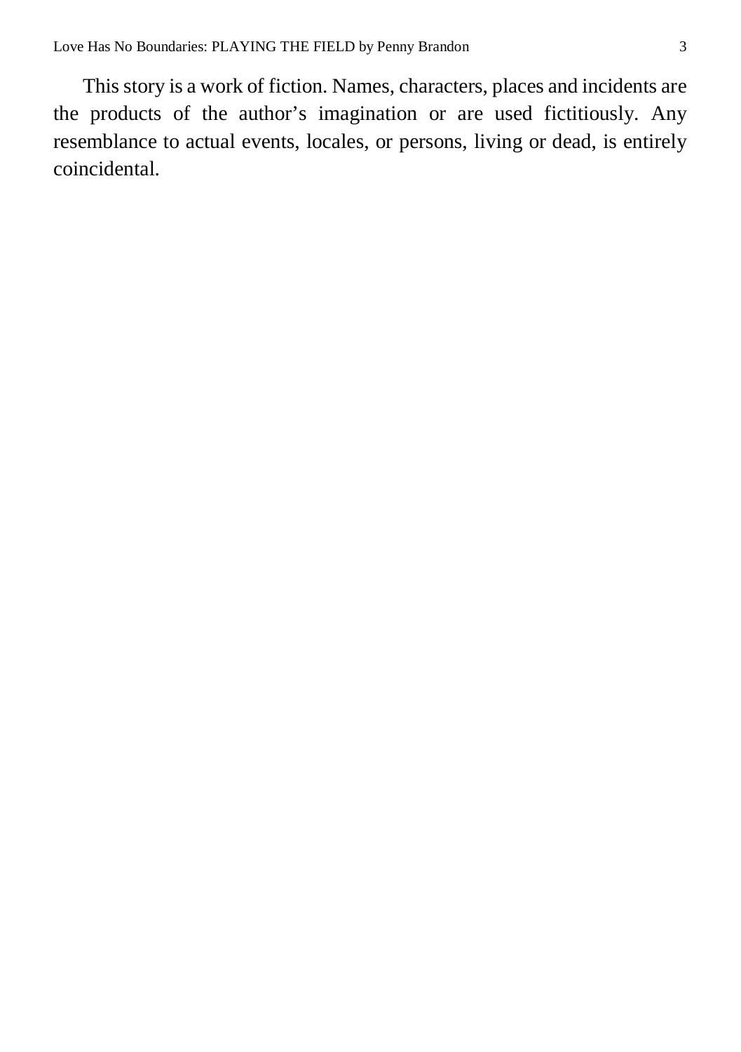This story is a work of fiction. Names, characters, places and incidents are the products of the author's imagination or are used fictitiously. Any resemblance to actual events, locales, or persons, living or dead, is entirely coincidental.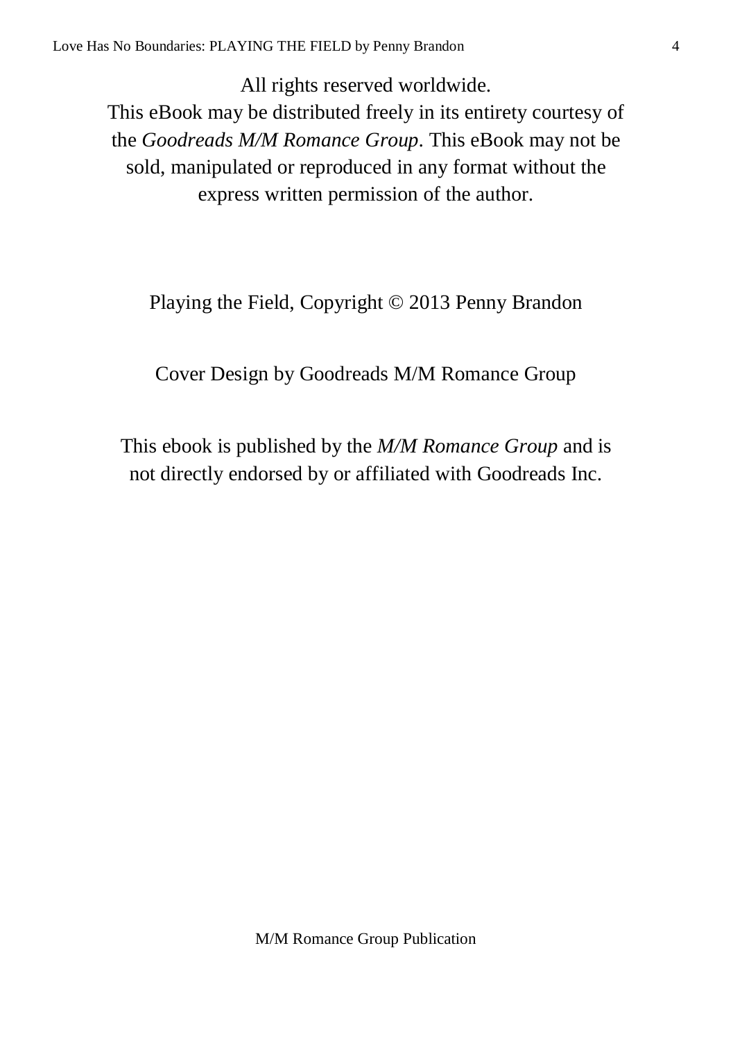All rights reserved worldwide.
This eBook may be distributed freely in its entirety courtesy of the *Goodreads M/M Romance Group*. This eBook may not be sold, manipulated or reproduced in any format without the express written permission of the author.

Playing the Field, Copyright © 2013 Penny Brandon

Cover Design by Goodreads M/M Romance Group

This ebook is published by the *M/M Romance Group* and is not directly endorsed by or affiliated with Goodreads Inc.

M/M Romance Group Publication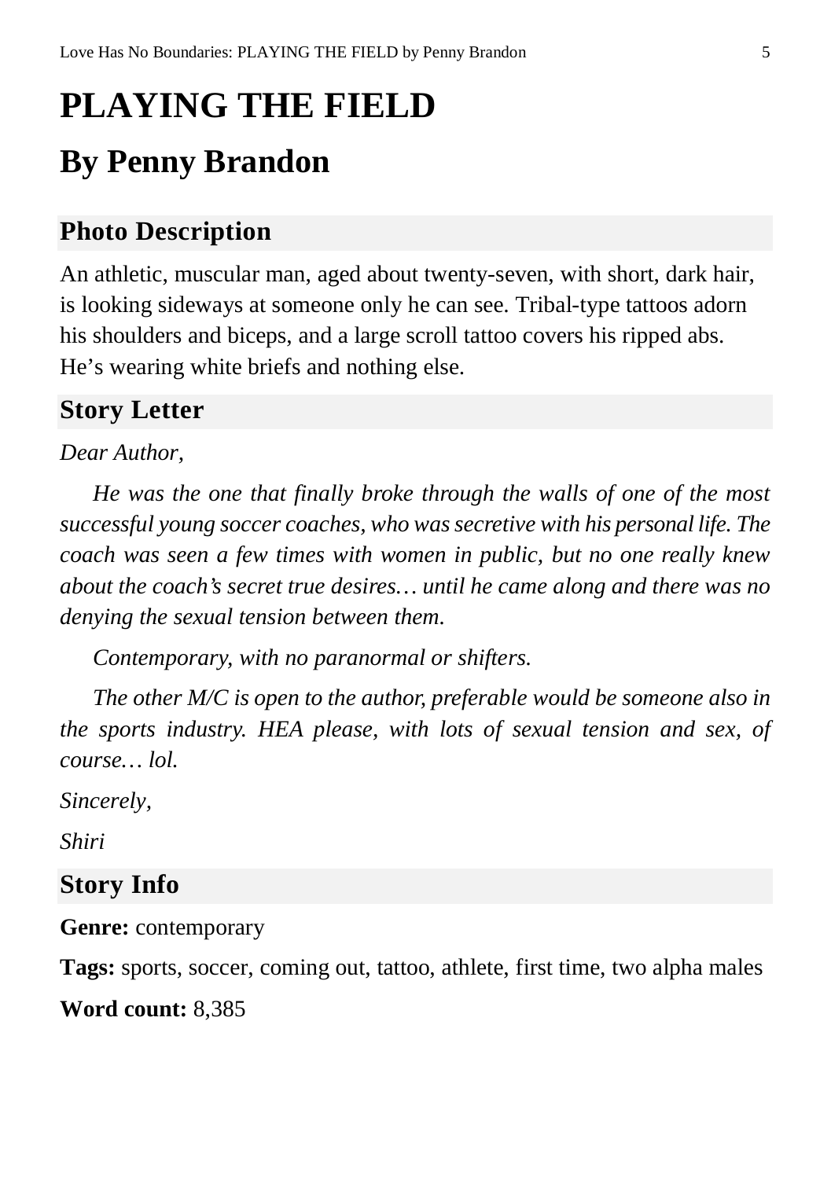# PLAYING THE FIELD

## By Penny Brandon

### Photo Description

An athletic, muscular man, aged about twenty-seven, with short, dark hair, is looking sideways at someone only he can see. Tribal-type tattoos adorn his shoulders and biceps, and a large scroll tattoo covers his ripped abs. He's wearing white briefs and nothing else.

### Story Letter

*Dear Author,*

*He was the one that finally broke through the walls of one of the most successful young soccer coaches, who was secretive with his personal life. The coach was seen a few times with women in public, but no one really knew about the coach's secret true desires… until he came along and there was no denying the sexual tension between them.*

*Contemporary, with no paranormal or shifters.*

*The other M/C is open to the author, preferable would be someone also in the sports industry. HEA please, with lots of sexual tension and sex, of course… lol.*

*Sincerely,*

*Shiri*

### Story Info

**Genre:** contemporary

**Tags:** sports, soccer, coming out, tattoo, athlete, first time, two alpha males

**Word count:** 8,385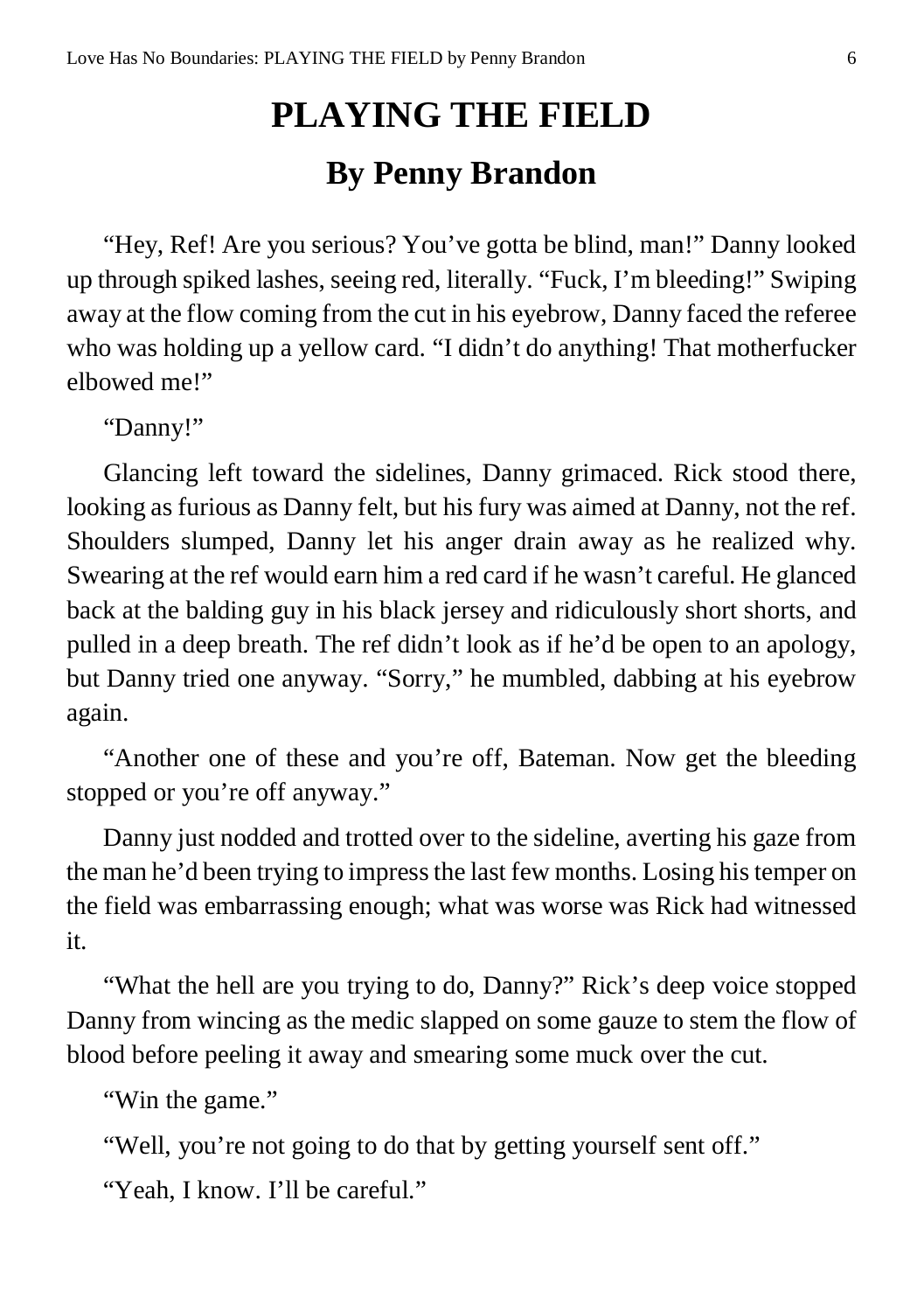# PLAYING THE FIELD

## By Penny Brandon

"Hey, Ref! Are you serious? You've gotta be blind, man!" Danny looked up through spiked lashes, seeing red, literally. "Fuck, I'm bleeding!" Swiping away at the flow coming from the cut in his eyebrow, Danny faced the referee who was holding up a yellow card. "I didn't do anything! That motherfucker elbowed me!"

"Danny!"

Glancing left toward the sidelines, Danny grimaced. Rick stood there, looking as furious as Danny felt, but his fury was aimed at Danny, not the ref. Shoulders slumped, Danny let his anger drain away as he realized why. Swearing at the ref would earn him a red card if he wasn't careful. He glanced back at the balding guy in his black jersey and ridiculously short shorts, and pulled in a deep breath. The ref didn't look as if he'd be open to an apology, but Danny tried one anyway. "Sorry," he mumbled, dabbing at his eyebrow again.

"Another one of these and you're off, Bateman. Now get the bleeding stopped or you're off anyway."

Danny just nodded and trotted over to the sideline, averting his gaze from the man he'd been trying to impress the last few months. Losing his temper on the field was embarrassing enough; what was worse was Rick had witnessed it.

"What the hell are you trying to do, Danny?" Rick's deep voice stopped Danny from wincing as the medic slapped on some gauze to stem the flow of blood before peeling it away and smearing some muck over the cut.

"Win the game."

"Well, you're not going to do that by getting yourself sent off."

"Yeah, I know. I'll be careful."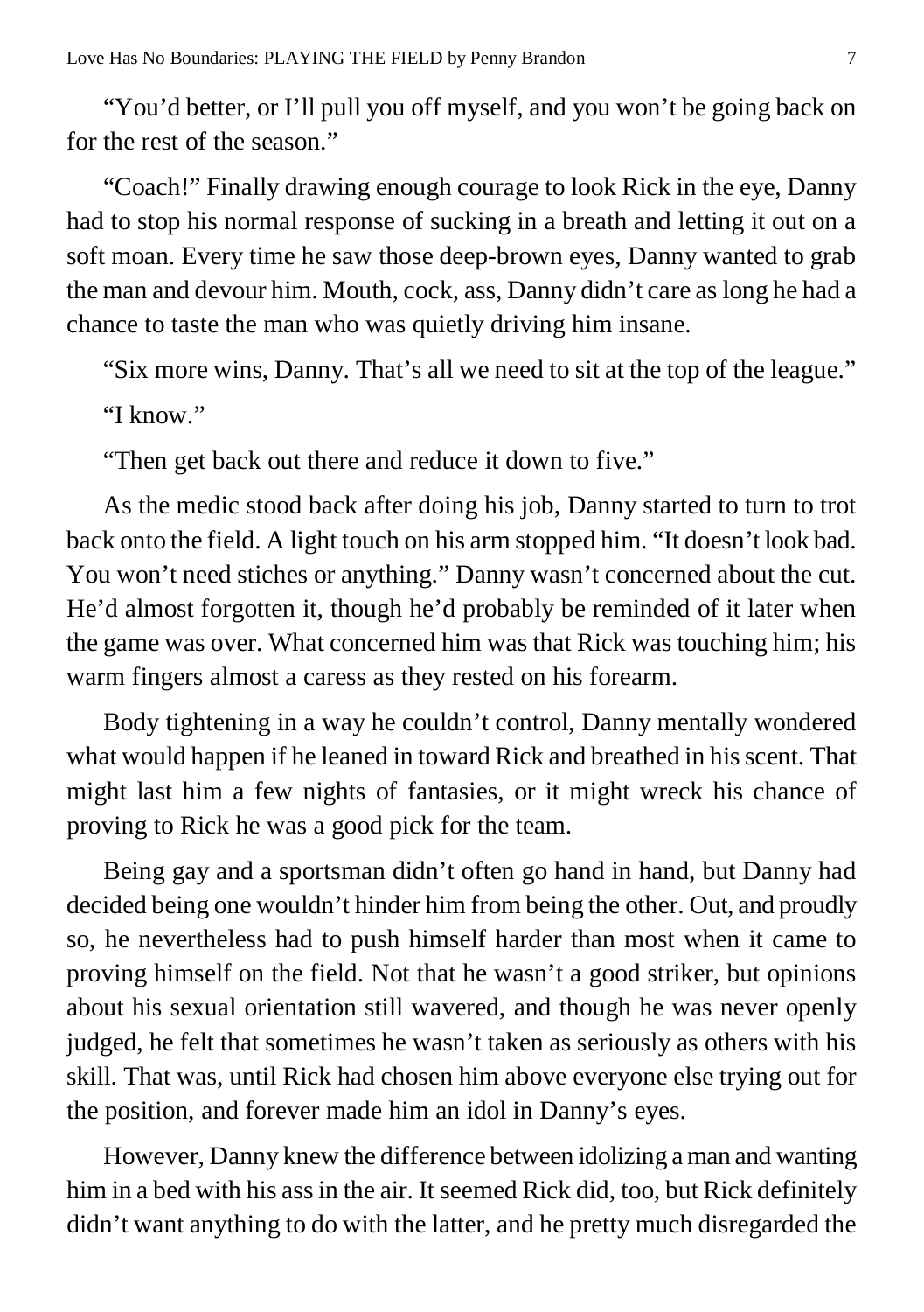"You'd better, or I'll pull you off myself, and you won't be going back on for the rest of the season."

"Coach!" Finally drawing enough courage to look Rick in the eye, Danny had to stop his normal response of sucking in a breath and letting it out on a soft moan. Every time he saw those deep-brown eyes, Danny wanted to grab the man and devour him. Mouth, cock, ass, Danny didn't care as long he had a chance to taste the man who was quietly driving him insane.

"Six more wins, Danny. That's all we need to sit at the top of the league."

"I know."

"Then get back out there and reduce it down to five."

As the medic stood back after doing his job, Danny started to turn to trot back onto the field. A light touch on his arm stopped him. "It doesn't look bad. You won't need stiches or anything." Danny wasn't concerned about the cut. He'd almost forgotten it, though he'd probably be reminded of it later when the game was over. What concerned him was that Rick was touching him; his warm fingers almost a caress as they rested on his forearm.

Body tightening in a way he couldn't control, Danny mentally wondered what would happen if he leaned in toward Rick and breathed in his scent. That might last him a few nights of fantasies, or it might wreck his chance of proving to Rick he was a good pick for the team.

Being gay and a sportsman didn't often go hand in hand, but Danny had decided being one wouldn't hinder him from being the other. Out, and proudly so, he nevertheless had to push himself harder than most when it came to proving himself on the field. Not that he wasn't a good striker, but opinions about his sexual orientation still wavered, and though he was never openly judged, he felt that sometimes he wasn't taken as seriously as others with his skill. That was, until Rick had chosen him above everyone else trying out for the position, and forever made him an idol in Danny's eyes.

However, Danny knew the difference between idolizing a man and wanting him in a bed with his ass in the air. It seemed Rick did, too, but Rick definitely didn't want anything to do with the latter, and he pretty much disregarded the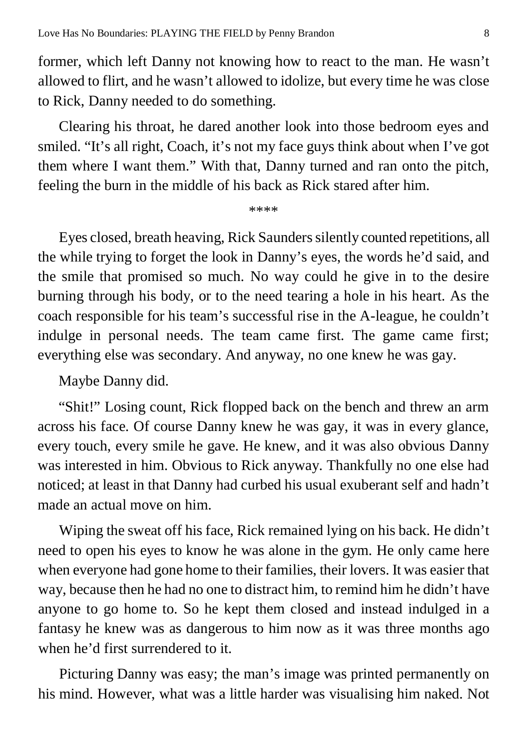former, which left Danny not knowing how to react to the man. He wasn't allowed to flirt, and he wasn't allowed to idolize, but every time he was close to Rick, Danny needed to do something.

Clearing his throat, he dared another look into those bedroom eyes and smiled. "It's all right, Coach, it's not my face guys think about when I've got them where I want them." With that, Danny turned and ran onto the pitch, feeling the burn in the middle of his back as Rick stared after him.

****

Eyes closed, breath heaving, Rick Saunders silently counted repetitions, all the while trying to forget the look in Danny's eyes, the words he'd said, and the smile that promised so much. No way could he give in to the desire burning through his body, or to the need tearing a hole in his heart. As the coach responsible for his team's successful rise in the A-league, he couldn't indulge in personal needs. The team came first. The game came first; everything else was secondary. And anyway, no one knew he was gay.

Maybe Danny did.

"Shit!" Losing count, Rick flopped back on the bench and threw an arm across his face. Of course Danny knew he was gay, it was in every glance, every touch, every smile he gave. He knew, and it was also obvious Danny was interested in him. Obvious to Rick anyway. Thankfully no one else had noticed; at least in that Danny had curbed his usual exuberant self and hadn't made an actual move on him.

Wiping the sweat off his face, Rick remained lying on his back. He didn't need to open his eyes to know he was alone in the gym. He only came here when everyone had gone home to their families, their lovers. It was easier that way, because then he had no one to distract him, to remind him he didn't have anyone to go home to. So he kept them closed and instead indulged in a fantasy he knew was as dangerous to him now as it was three months ago when he'd first surrendered to it.

Picturing Danny was easy; the man's image was printed permanently on his mind. However, what was a little harder was visualising him naked. Not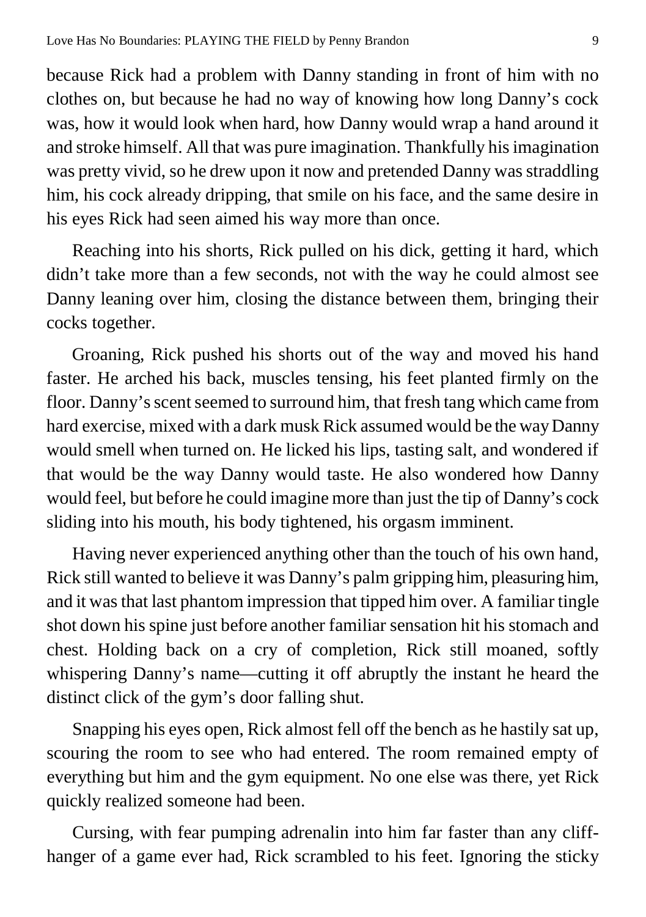because Rick had a problem with Danny standing in front of him with no clothes on, but because he had no way of knowing how long Danny's cock was, how it would look when hard, how Danny would wrap a hand around it and stroke himself. All that was pure imagination. Thankfully his imagination was pretty vivid, so he drew upon it now and pretended Danny was straddling him, his cock already dripping, that smile on his face, and the same desire in his eyes Rick had seen aimed his way more than once.

Reaching into his shorts, Rick pulled on his dick, getting it hard, which didn't take more than a few seconds, not with the way he could almost see Danny leaning over him, closing the distance between them, bringing their cocks together.

Groaning, Rick pushed his shorts out of the way and moved his hand faster. He arched his back, muscles tensing, his feet planted firmly on the floor. Danny's scent seemed to surround him, that fresh tang which came from hard exercise, mixed with a dark musk Rick assumed would be the way Danny would smell when turned on. He licked his lips, tasting salt, and wondered if that would be the way Danny would taste. He also wondered how Danny would feel, but before he could imagine more than just the tip of Danny's cock sliding into his mouth, his body tightened, his orgasm imminent.

Having never experienced anything other than the touch of his own hand, Rick still wanted to believe it was Danny's palm gripping him, pleasuring him, and it was that last phantom impression that tipped him over. A familiar tingle shot down his spine just before another familiar sensation hit his stomach and chest. Holding back on a cry of completion, Rick still moaned, softly whispering Danny's name—cutting it off abruptly the instant he heard the distinct click of the gym's door falling shut.

Snapping his eyes open, Rick almost fell off the bench as he hastily sat up, scouring the room to see who had entered. The room remained empty of everything but him and the gym equipment. No one else was there, yet Rick quickly realized someone had been.

Cursing, with fear pumping adrenalin into him far faster than any cliff-hanger of a game ever had, Rick scrambled to his feet. Ignoring the sticky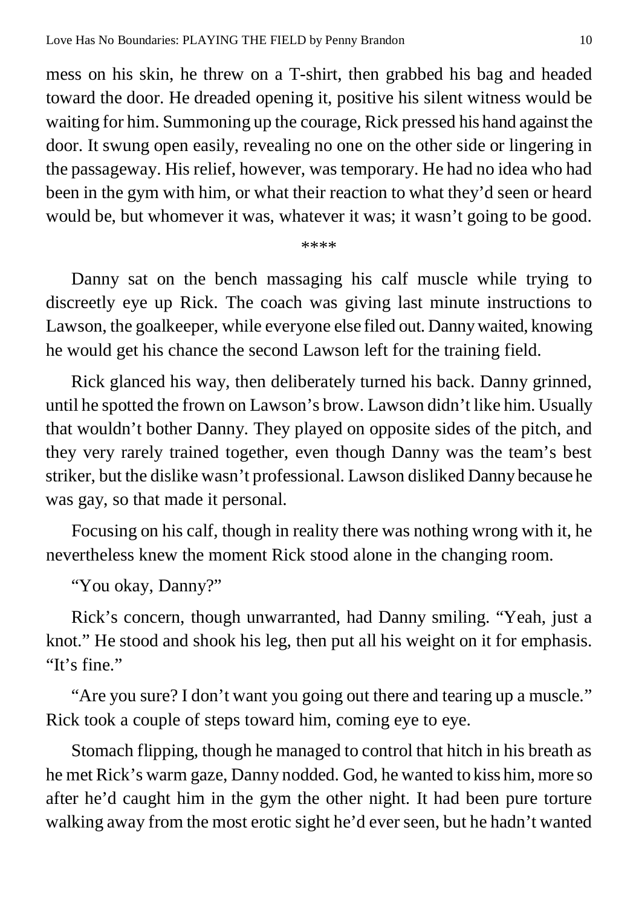mess on his skin, he threw on a T-shirt, then grabbed his bag and headed toward the door. He dreaded opening it, positive his silent witness would be waiting for him. Summoning up the courage, Rick pressed his hand against the door. It swung open easily, revealing no one on the other side or lingering in the passageway. His relief, however, was temporary. He had no idea who had been in the gym with him, or what their reaction to what they'd seen or heard would be, but whomever it was, whatever it was; it wasn't going to be good.

****

Danny sat on the bench massaging his calf muscle while trying to discreetly eye up Rick. The coach was giving last minute instructions to Lawson, the goalkeeper, while everyone else filed out. Danny waited, knowing he would get his chance the second Lawson left for the training field.

Rick glanced his way, then deliberately turned his back. Danny grinned, until he spotted the frown on Lawson's brow. Lawson didn't like him. Usually that wouldn't bother Danny. They played on opposite sides of the pitch, and they very rarely trained together, even though Danny was the team's best striker, but the dislike wasn't professional. Lawson disliked Danny because he was gay, so that made it personal.

Focusing on his calf, though in reality there was nothing wrong with it, he nevertheless knew the moment Rick stood alone in the changing room.

"You okay, Danny?"

Rick's concern, though unwarranted, had Danny smiling. "Yeah, just a knot." He stood and shook his leg, then put all his weight on it for emphasis. "It's fine."

"Are you sure? I don't want you going out there and tearing up a muscle." Rick took a couple of steps toward him, coming eye to eye.

Stomach flipping, though he managed to control that hitch in his breath as he met Rick's warm gaze, Danny nodded. God, he wanted to kiss him, more so after he'd caught him in the gym the other night. It had been pure torture walking away from the most erotic sight he'd ever seen, but he hadn't wanted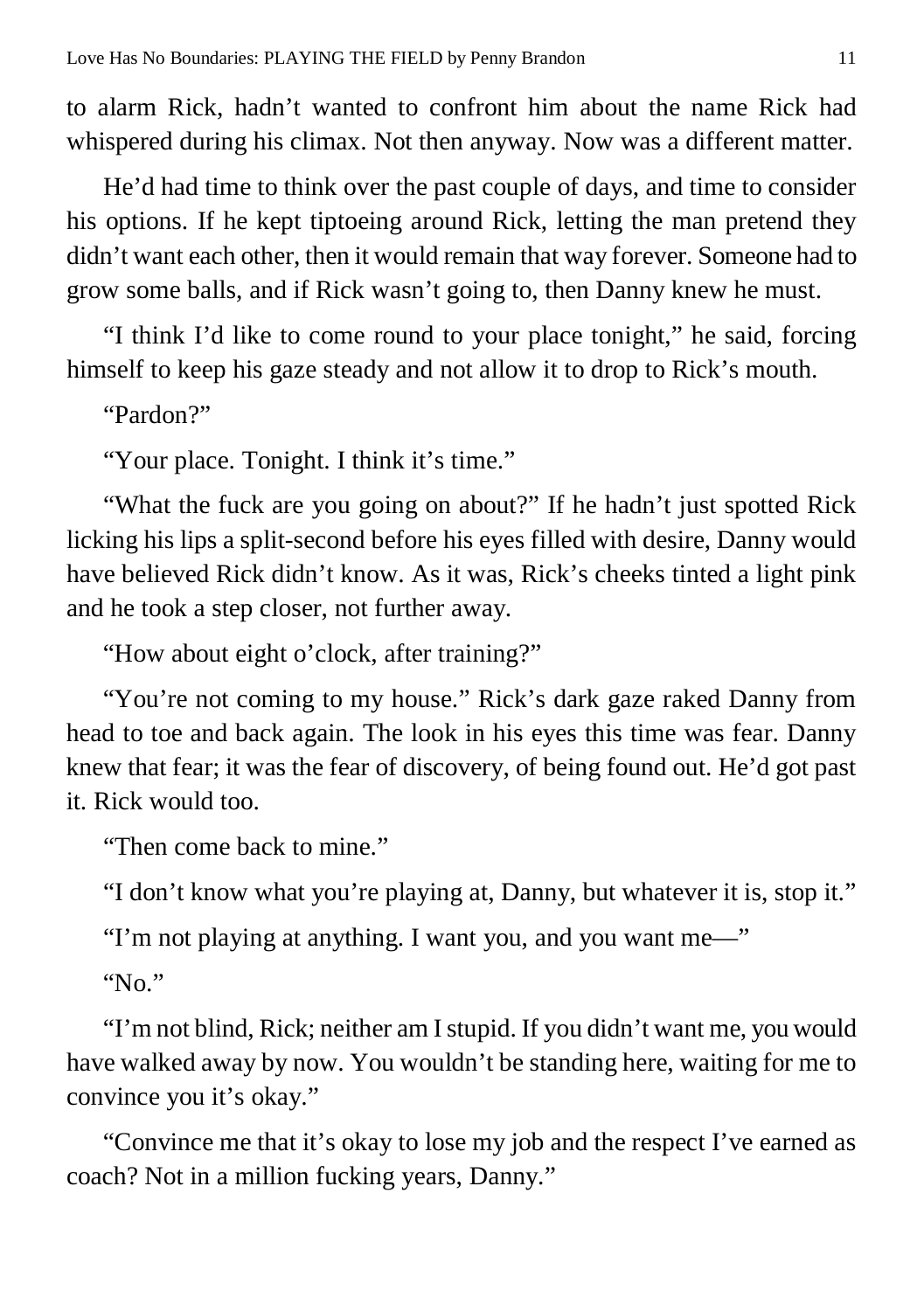to alarm Rick, hadn't wanted to confront him about the name Rick had whispered during his climax. Not then anyway. Now was a different matter.

He'd had time to think over the past couple of days, and time to consider his options. If he kept tiptoeing around Rick, letting the man pretend they didn't want each other, then it would remain that way forever. Someone had to grow some balls, and if Rick wasn't going to, then Danny knew he must.

"I think I'd like to come round to your place tonight," he said, forcing himself to keep his gaze steady and not allow it to drop to Rick's mouth.

"Pardon?"

"Your place. Tonight. I think it's time."

"What the fuck are you going on about?" If he hadn't just spotted Rick licking his lips a split-second before his eyes filled with desire, Danny would have believed Rick didn't know. As it was, Rick's cheeks tinted a light pink and he took a step closer, not further away.

"How about eight o'clock, after training?"

"You're not coming to my house." Rick's dark gaze raked Danny from head to toe and back again. The look in his eyes this time was fear. Danny knew that fear; it was the fear of discovery, of being found out. He'd got past it. Rick would too.

"Then come back to mine."

"I don't know what you're playing at, Danny, but whatever it is, stop it."

"I'm not playing at anything. I want you, and you want me—"

"No."

"I'm not blind, Rick; neither am I stupid. If you didn't want me, you would have walked away by now. You wouldn't be standing here, waiting for me to convince you it's okay."

"Convince me that it's okay to lose my job and the respect I've earned as coach? Not in a million fucking years, Danny."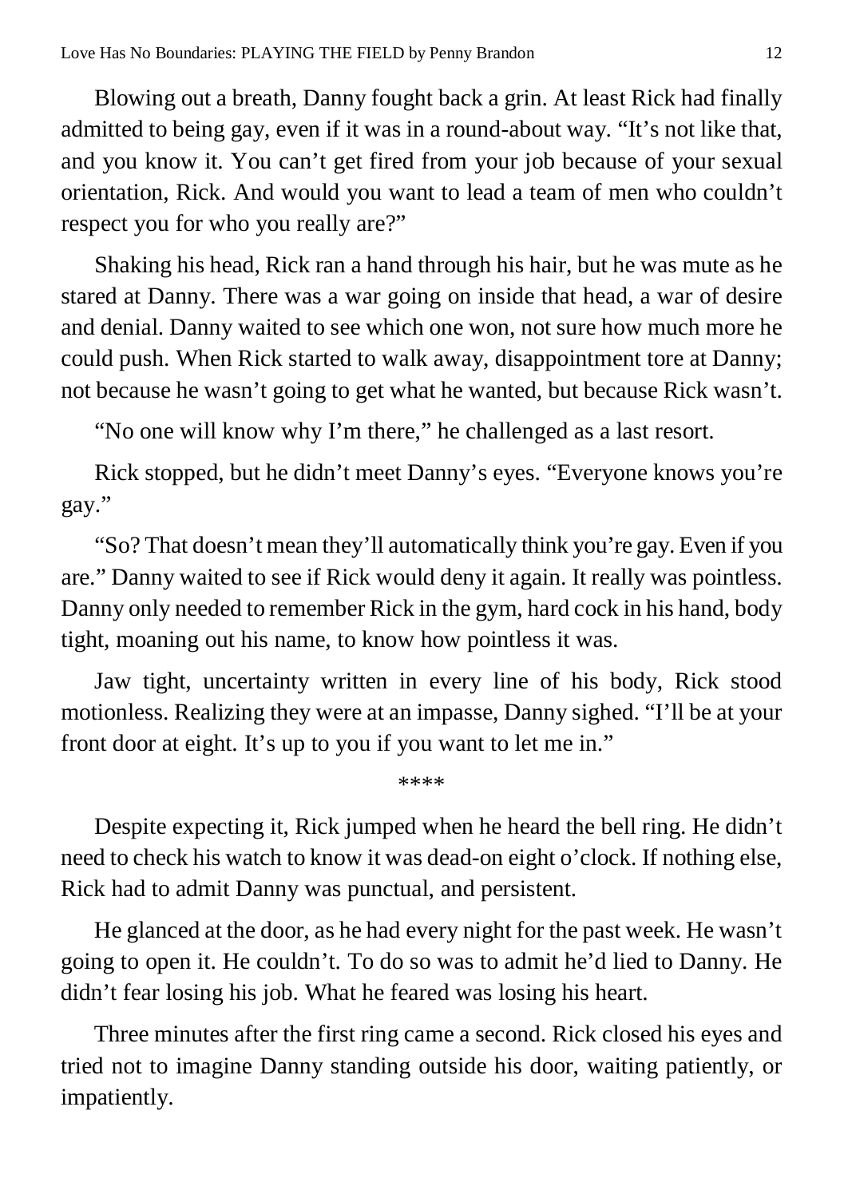Blowing out a breath, Danny fought back a grin. At least Rick had finally admitted to being gay, even if it was in a round-about way. "It's not like that, and you know it. You can't get fired from your job because of your sexual orientation, Rick. And would you want to lead a team of men who couldn't respect you for who you really are?"

Shaking his head, Rick ran a hand through his hair, but he was mute as he stared at Danny. There was a war going on inside that head, a war of desire and denial. Danny waited to see which one won, not sure how much more he could push. When Rick started to walk away, disappointment tore at Danny; not because he wasn't going to get what he wanted, but because Rick wasn't.

"No one will know why I'm there," he challenged as a last resort.

Rick stopped, but he didn't meet Danny's eyes. "Everyone knows you're gay."

"So? That doesn't mean they'll automatically think you're gay. Even if you are." Danny waited to see if Rick would deny it again. It really was pointless. Danny only needed to remember Rick in the gym, hard cock in his hand, body tight, moaning out his name, to know how pointless it was.

Jaw tight, uncertainty written in every line of his body, Rick stood motionless. Realizing they were at an impasse, Danny sighed. "I'll be at your front door at eight. It's up to you if you want to let me in."

****

Despite expecting it, Rick jumped when he heard the bell ring. He didn't need to check his watch to know it was dead-on eight o'clock. If nothing else, Rick had to admit Danny was punctual, and persistent.

He glanced at the door, as he had every night for the past week. He wasn't going to open it. He couldn't. To do so was to admit he'd lied to Danny. He didn't fear losing his job. What he feared was losing his heart.

Three minutes after the first ring came a second. Rick closed his eyes and tried not to imagine Danny standing outside his door, waiting patiently, or impatiently.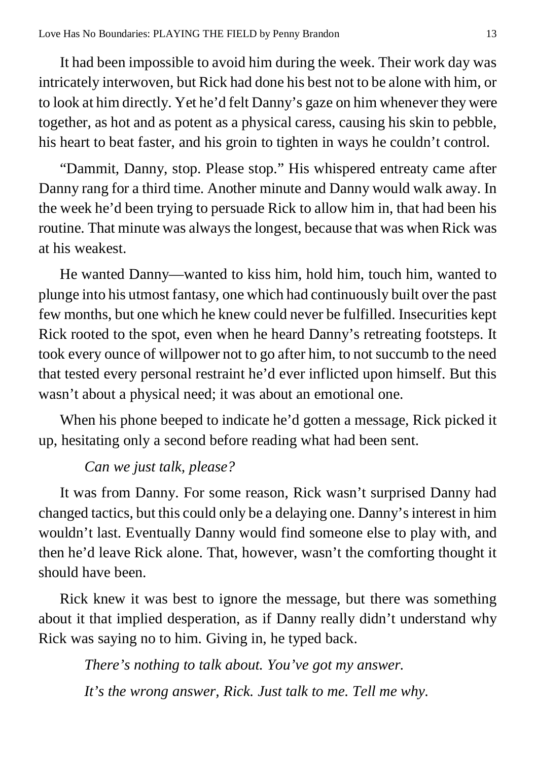It had been impossible to avoid him during the week. Their work day was intricately interwoven, but Rick had done his best not to be alone with him, or to look at him directly. Yet he'd felt Danny's gaze on him whenever they were together, as hot and as potent as a physical caress, causing his skin to pebble, his heart to beat faster, and his groin to tighten in ways he couldn't control.

"Dammit, Danny, stop. Please stop." His whispered entreaty came after Danny rang for a third time. Another minute and Danny would walk away. In the week he'd been trying to persuade Rick to allow him in, that had been his routine. That minute was always the longest, because that was when Rick was at his weakest.

He wanted Danny—wanted to kiss him, hold him, touch him, wanted to plunge into his utmost fantasy, one which had continuously built over the past few months, but one which he knew could never be fulfilled. Insecurities kept Rick rooted to the spot, even when he heard Danny's retreating footsteps. It took every ounce of willpower not to go after him, to not succumb to the need that tested every personal restraint he'd ever inflicted upon himself. But this wasn't about a physical need; it was about an emotional one.

When his phone beeped to indicate he'd gotten a message, Rick picked it up, hesitating only a second before reading what had been sent.

*Can we just talk, please?*

It was from Danny. For some reason, Rick wasn't surprised Danny had changed tactics, but this could only be a delaying one. Danny's interest in him wouldn't last. Eventually Danny would find someone else to play with, and then he'd leave Rick alone. That, however, wasn't the comforting thought it should have been.

Rick knew it was best to ignore the message, but there was something about it that implied desperation, as if Danny really didn't understand why Rick was saying no to him. Giving in, he typed back.

*There's nothing to talk about. You've got my answer.*

*It's the wrong answer, Rick. Just talk to me. Tell me why.*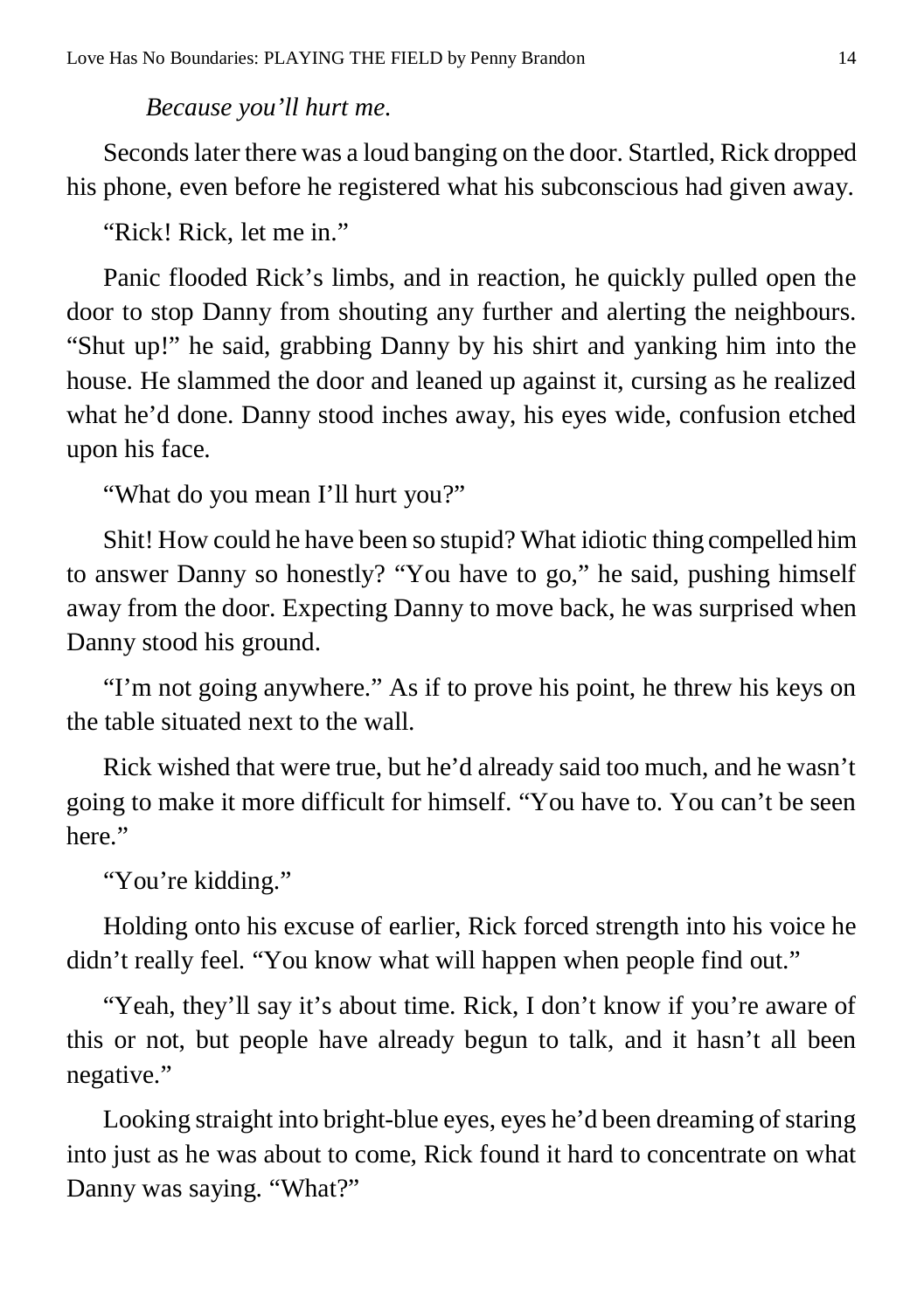*Because you'll hurt me.*

Seconds later there was a loud banging on the door. Startled, Rick dropped his phone, even before he registered what his subconscious had given away.

"Rick! Rick, let me in."

Panic flooded Rick's limbs, and in reaction, he quickly pulled open the door to stop Danny from shouting any further and alerting the neighbours. "Shut up!" he said, grabbing Danny by his shirt and yanking him into the house. He slammed the door and leaned up against it, cursing as he realized what he'd done. Danny stood inches away, his eyes wide, confusion etched upon his face.

"What do you mean I'll hurt you?"

Shit! How could he have been so stupid? What idiotic thing compelled him to answer Danny so honestly? "You have to go," he said, pushing himself away from the door. Expecting Danny to move back, he was surprised when Danny stood his ground.

"I'm not going anywhere." As if to prove his point, he threw his keys on the table situated next to the wall.

Rick wished that were true, but he'd already said too much, and he wasn't going to make it more difficult for himself. "You have to. You can't be seen here."

"You're kidding."

Holding onto his excuse of earlier, Rick forced strength into his voice he didn't really feel. "You know what will happen when people find out."

"Yeah, they'll say it's about time. Rick, I don't know if you're aware of this or not, but people have already begun to talk, and it hasn't all been negative."

Looking straight into bright-blue eyes, eyes he'd been dreaming of staring into just as he was about to come, Rick found it hard to concentrate on what Danny was saying. "What?"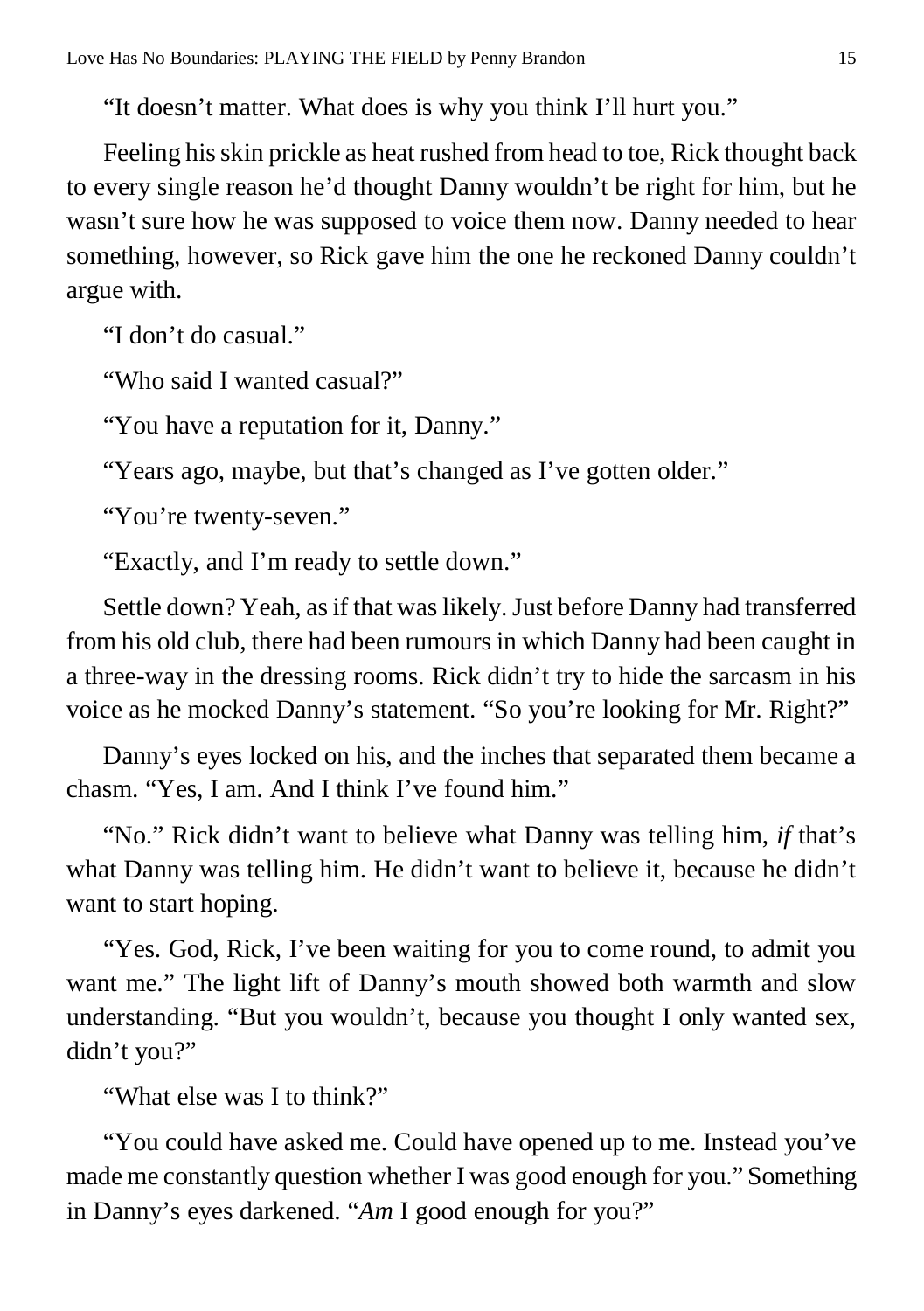"It doesn't matter. What does is why you think I'll hurt you."

Feeling his skin prickle as heat rushed from head to toe, Rick thought back to every single reason he'd thought Danny wouldn't be right for him, but he wasn't sure how he was supposed to voice them now. Danny needed to hear something, however, so Rick gave him the one he reckoned Danny couldn't argue with.

"I don't do casual."

"Who said I wanted casual?"

"You have a reputation for it, Danny."

"Years ago, maybe, but that's changed as I've gotten older."

"You're twenty-seven."

"Exactly, and I'm ready to settle down."

Settle down? Yeah, as if that was likely. Just before Danny had transferred from his old club, there had been rumours in which Danny had been caught in a three-way in the dressing rooms. Rick didn't try to hide the sarcasm in his voice as he mocked Danny's statement. "So you're looking for Mr. Right?"

Danny's eyes locked on his, and the inches that separated them became a chasm. "Yes, I am. And I think I've found him."

"No." Rick didn't want to believe what Danny was telling him, *if* that's what Danny was telling him. He didn't want to believe it, because he didn't want to start hoping.

"Yes. God, Rick, I've been waiting for you to come round, to admit you want me." The light lift of Danny's mouth showed both warmth and slow understanding. "But you wouldn't, because you thought I only wanted sex, didn't you?"

"What else was I to think?"

"You could have asked me. Could have opened up to me. Instead you've made me constantly question whether I was good enough for you." Something in Danny's eyes darkened. "*Am* I good enough for you?"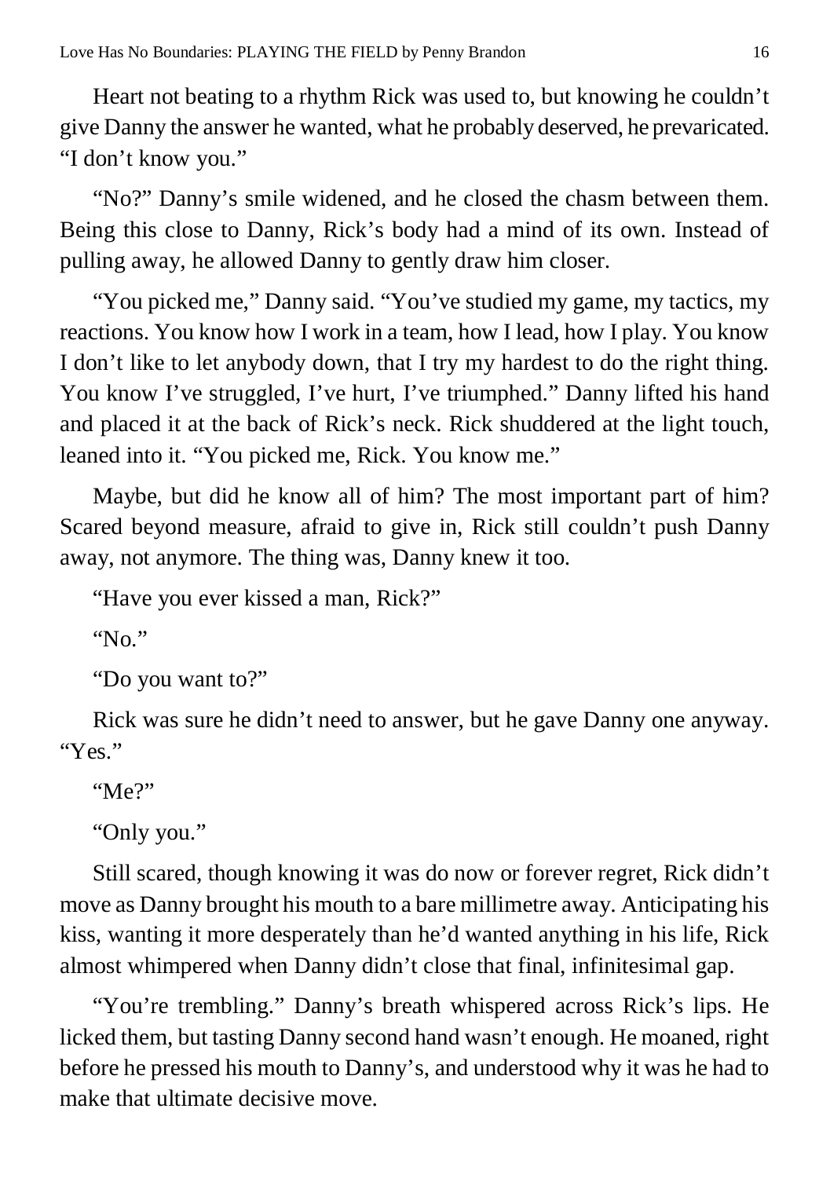Heart not beating to a rhythm Rick was used to, but knowing he couldn't give Danny the answer he wanted, what he probably deserved, he prevaricated. "I don't know you."

"No?" Danny's smile widened, and he closed the chasm between them. Being this close to Danny, Rick's body had a mind of its own. Instead of pulling away, he allowed Danny to gently draw him closer.

"You picked me," Danny said. "You've studied my game, my tactics, my reactions. You know how I work in a team, how I lead, how I play. You know I don't like to let anybody down, that I try my hardest to do the right thing. You know I've struggled, I've hurt, I've triumphed." Danny lifted his hand and placed it at the back of Rick's neck. Rick shuddered at the light touch, leaned into it. "You picked me, Rick. You know me."

Maybe, but did he know all of him? The most important part of him? Scared beyond measure, afraid to give in, Rick still couldn't push Danny away, not anymore. The thing was, Danny knew it too.

"Have you ever kissed a man, Rick?"

"No."

"Do you want to?"

Rick was sure he didn't need to answer, but he gave Danny one anyway. "Yes."

"Me?"

"Only you."

Still scared, though knowing it was do now or forever regret, Rick didn't move as Danny brought his mouth to a bare millimetre away. Anticipating his kiss, wanting it more desperately than he'd wanted anything in his life, Rick almost whimpered when Danny didn't close that final, infinitesimal gap.

"You're trembling." Danny's breath whispered across Rick's lips. He licked them, but tasting Danny second hand wasn't enough. He moaned, right before he pressed his mouth to Danny's, and understood why it was he had to make that ultimate decisive move.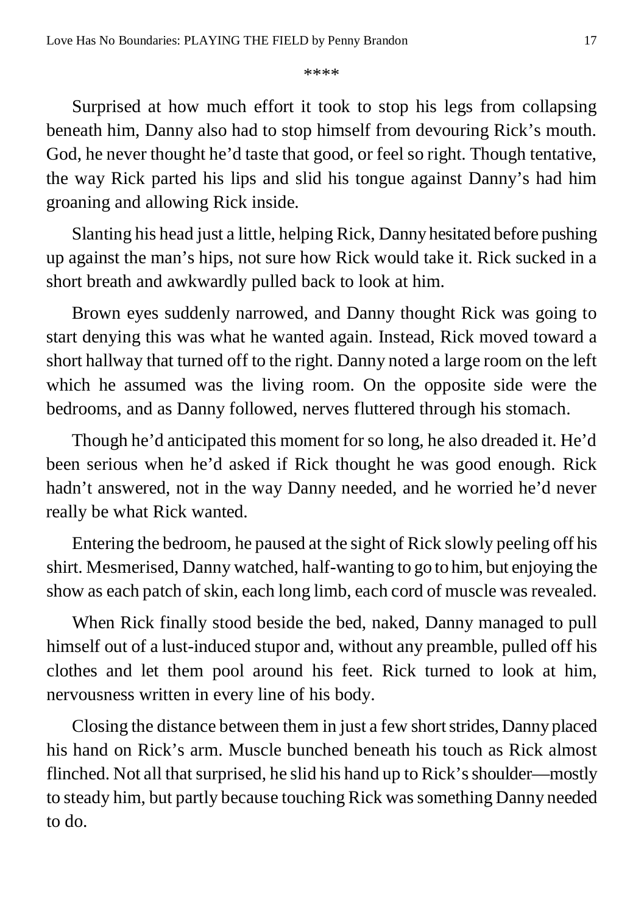\*\*\*\*

Surprised at how much effort it took to stop his legs from collapsing beneath him, Danny also had to stop himself from devouring Rick's mouth. God, he never thought he'd taste that good, or feel so right. Though tentative, the way Rick parted his lips and slid his tongue against Danny's had him groaning and allowing Rick inside.

Slanting his head just a little, helping Rick, Danny hesitated before pushing up against the man's hips, not sure how Rick would take it. Rick sucked in a short breath and awkwardly pulled back to look at him.

Brown eyes suddenly narrowed, and Danny thought Rick was going to start denying this was what he wanted again. Instead, Rick moved toward a short hallway that turned off to the right. Danny noted a large room on the left which he assumed was the living room. On the opposite side were the bedrooms, and as Danny followed, nerves fluttered through his stomach.

Though he'd anticipated this moment for so long, he also dreaded it. He'd been serious when he'd asked if Rick thought he was good enough. Rick hadn't answered, not in the way Danny needed, and he worried he'd never really be what Rick wanted.

Entering the bedroom, he paused at the sight of Rick slowly peeling off his shirt. Mesmerised, Danny watched, half-wanting to go to him, but enjoying the show as each patch of skin, each long limb, each cord of muscle was revealed.

When Rick finally stood beside the bed, naked, Danny managed to pull himself out of a lust-induced stupor and, without any preamble, pulled off his clothes and let them pool around his feet. Rick turned to look at him, nervousness written in every line of his body.

Closing the distance between them in just a few short strides, Danny placed his hand on Rick's arm. Muscle bunched beneath his touch as Rick almost flinched. Not all that surprised, he slid his hand up to Rick's shoulder—mostly to steady him, but partly because touching Rick was something Danny needed to do.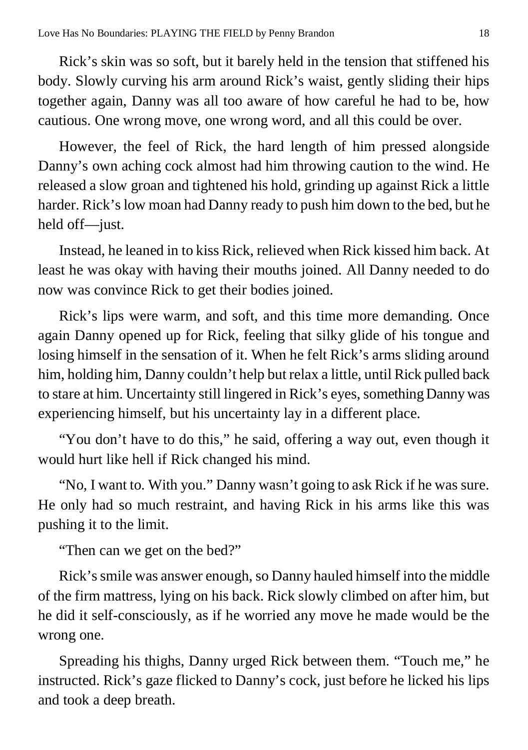Rick's skin was so soft, but it barely held in the tension that stiffened his body. Slowly curving his arm around Rick's waist, gently sliding their hips together again, Danny was all too aware of how careful he had to be, how cautious. One wrong move, one wrong word, and all this could be over.

However, the feel of Rick, the hard length of him pressed alongside Danny's own aching cock almost had him throwing caution to the wind. He released a slow groan and tightened his hold, grinding up against Rick a little harder. Rick's low moan had Danny ready to push him down to the bed, but he held off—just.

Instead, he leaned in to kiss Rick, relieved when Rick kissed him back. At least he was okay with having their mouths joined. All Danny needed to do now was convince Rick to get their bodies joined.

Rick's lips were warm, and soft, and this time more demanding. Once again Danny opened up for Rick, feeling that silky glide of his tongue and losing himself in the sensation of it. When he felt Rick's arms sliding around him, holding him, Danny couldn't help but relax a little, until Rick pulled back to stare at him. Uncertainty still lingered in Rick's eyes, something Danny was experiencing himself, but his uncertainty lay in a different place.

"You don't have to do this," he said, offering a way out, even though it would hurt like hell if Rick changed his mind.

"No, I want to. With you." Danny wasn't going to ask Rick if he was sure. He only had so much restraint, and having Rick in his arms like this was pushing it to the limit.

"Then can we get on the bed?"

Rick's smile was answer enough, so Danny hauled himself into the middle of the firm mattress, lying on his back. Rick slowly climbed on after him, but he did it self-consciously, as if he worried any move he made would be the wrong one.

Spreading his thighs, Danny urged Rick between them. "Touch me," he instructed. Rick's gaze flicked to Danny's cock, just before he licked his lips and took a deep breath.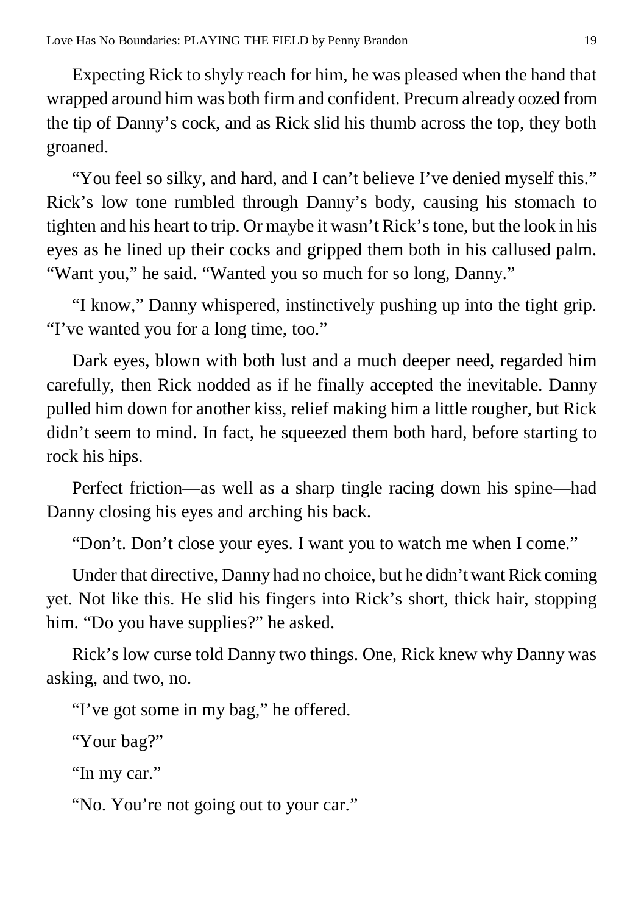Expecting Rick to shyly reach for him, he was pleased when the hand that wrapped around him was both firm and confident. Precum already oozed from the tip of Danny's cock, and as Rick slid his thumb across the top, they both groaned.

"You feel so silky, and hard, and I can't believe I've denied myself this." Rick's low tone rumbled through Danny's body, causing his stomach to tighten and his heart to trip. Or maybe it wasn't Rick's tone, but the look in his eyes as he lined up their cocks and gripped them both in his callused palm. "Want you," he said. "Wanted you so much for so long, Danny."

"I know," Danny whispered, instinctively pushing up into the tight grip. "I've wanted you for a long time, too."

Dark eyes, blown with both lust and a much deeper need, regarded him carefully, then Rick nodded as if he finally accepted the inevitable. Danny pulled him down for another kiss, relief making him a little rougher, but Rick didn't seem to mind. In fact, he squeezed them both hard, before starting to rock his hips.

Perfect friction—as well as a sharp tingle racing down his spine—had Danny closing his eyes and arching his back.

"Don't. Don't close your eyes. I want you to watch me when I come."

Under that directive, Danny had no choice, but he didn't want Rick coming yet. Not like this. He slid his fingers into Rick's short, thick hair, stopping him. "Do you have supplies?" he asked.

Rick's low curse told Danny two things. One, Rick knew why Danny was asking, and two, no.

"I've got some in my bag," he offered.

"Your bag?"

"In my car."

"No. You're not going out to your car."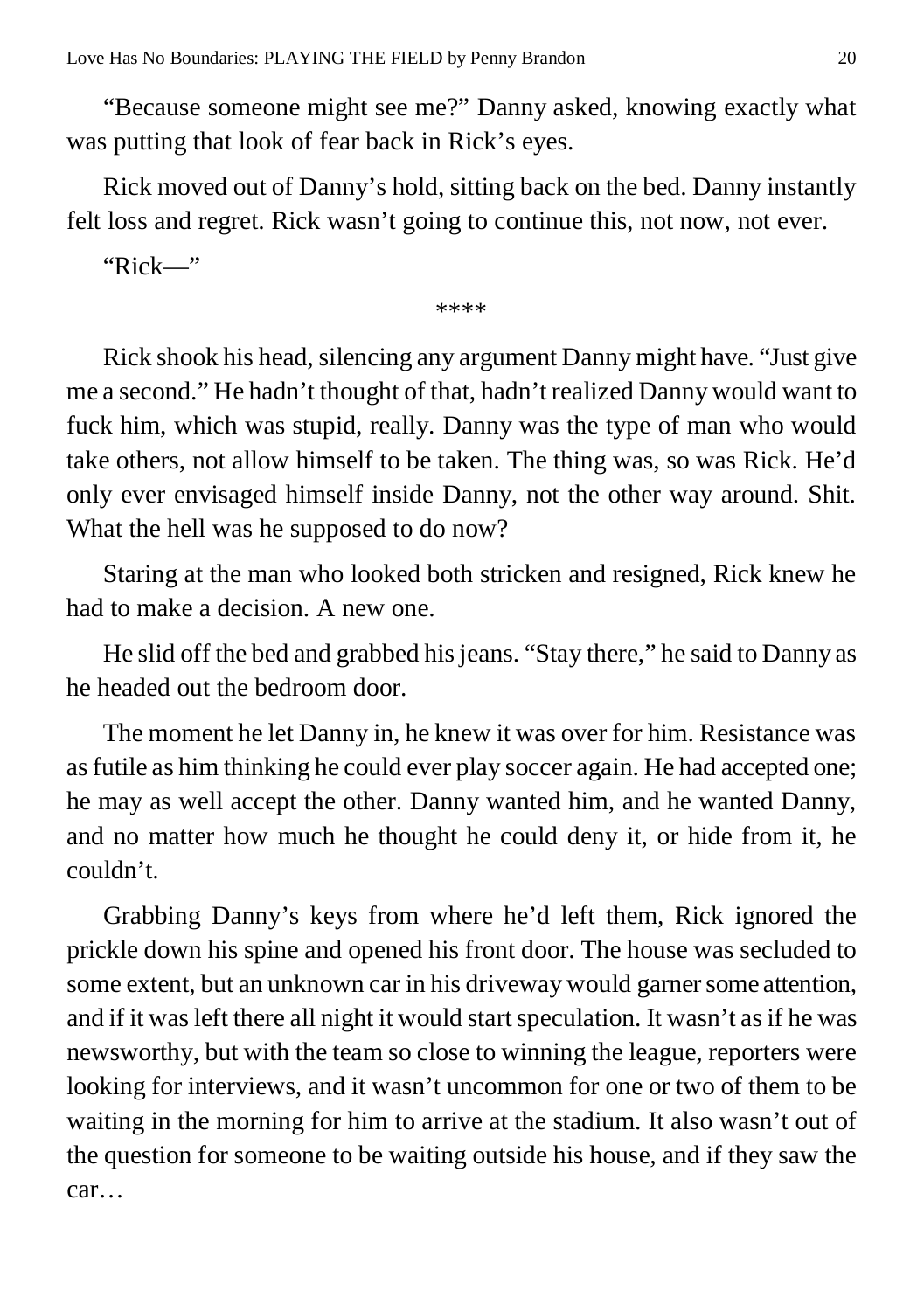"Because someone might see me?" Danny asked, knowing exactly what was putting that look of fear back in Rick's eyes.

Rick moved out of Danny's hold, sitting back on the bed. Danny instantly felt loss and regret. Rick wasn't going to continue this, not now, not ever.

"Rick—"

****

Rick shook his head, silencing any argument Danny might have. "Just give me a second." He hadn't thought of that, hadn't realized Danny would want to fuck him, which was stupid, really. Danny was the type of man who would take others, not allow himself to be taken. The thing was, so was Rick. He'd only ever envisaged himself inside Danny, not the other way around. Shit. What the hell was he supposed to do now?

Staring at the man who looked both stricken and resigned, Rick knew he had to make a decision. A new one.

He slid off the bed and grabbed his jeans. "Stay there," he said to Danny as he headed out the bedroom door.

The moment he let Danny in, he knew it was over for him. Resistance was as futile as him thinking he could ever play soccer again. He had accepted one; he may as well accept the other. Danny wanted him, and he wanted Danny, and no matter how much he thought he could deny it, or hide from it, he couldn't.

Grabbing Danny's keys from where he'd left them, Rick ignored the prickle down his spine and opened his front door. The house was secluded to some extent, but an unknown car in his driveway would garner some attention, and if it was left there all night it would start speculation. It wasn't as if he was newsworthy, but with the team so close to winning the league, reporters were looking for interviews, and it wasn't uncommon for one or two of them to be waiting in the morning for him to arrive at the stadium. It also wasn't out of the question for someone to be waiting outside his house, and if they saw the car…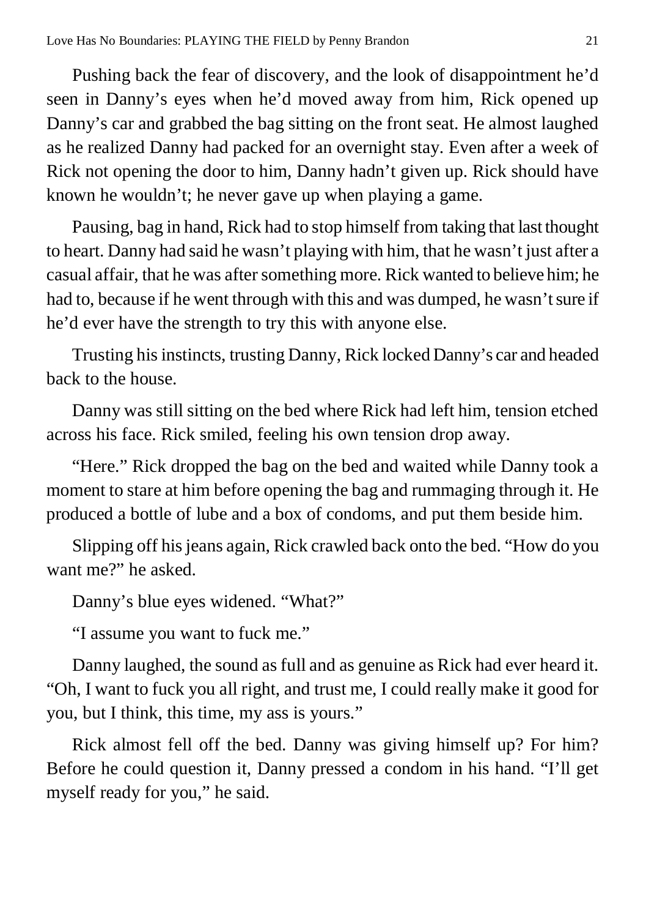Pushing back the fear of discovery, and the look of disappointment he'd seen in Danny's eyes when he'd moved away from him, Rick opened up Danny's car and grabbed the bag sitting on the front seat. He almost laughed as he realized Danny had packed for an overnight stay. Even after a week of Rick not opening the door to him, Danny hadn't given up. Rick should have known he wouldn't; he never gave up when playing a game.

Pausing, bag in hand, Rick had to stop himself from taking that last thought to heart. Danny had said he wasn't playing with him, that he wasn't just after a casual affair, that he was after something more. Rick wanted to believe him; he had to, because if he went through with this and was dumped, he wasn't sure if he'd ever have the strength to try this with anyone else.

Trusting his instincts, trusting Danny, Rick locked Danny's car and headed back to the house.

Danny was still sitting on the bed where Rick had left him, tension etched across his face. Rick smiled, feeling his own tension drop away.

"Here." Rick dropped the bag on the bed and waited while Danny took a moment to stare at him before opening the bag and rummaging through it. He produced a bottle of lube and a box of condoms, and put them beside him.

Slipping off his jeans again, Rick crawled back onto the bed. "How do you want me?" he asked.

Danny's blue eyes widened. "What?"

"I assume you want to fuck me."

Danny laughed, the sound as full and as genuine as Rick had ever heard it. "Oh, I want to fuck you all right, and trust me, I could really make it good for you, but I think, this time, my ass is yours."

Rick almost fell off the bed. Danny was giving himself up? For him? Before he could question it, Danny pressed a condom in his hand. "I'll get myself ready for you," he said.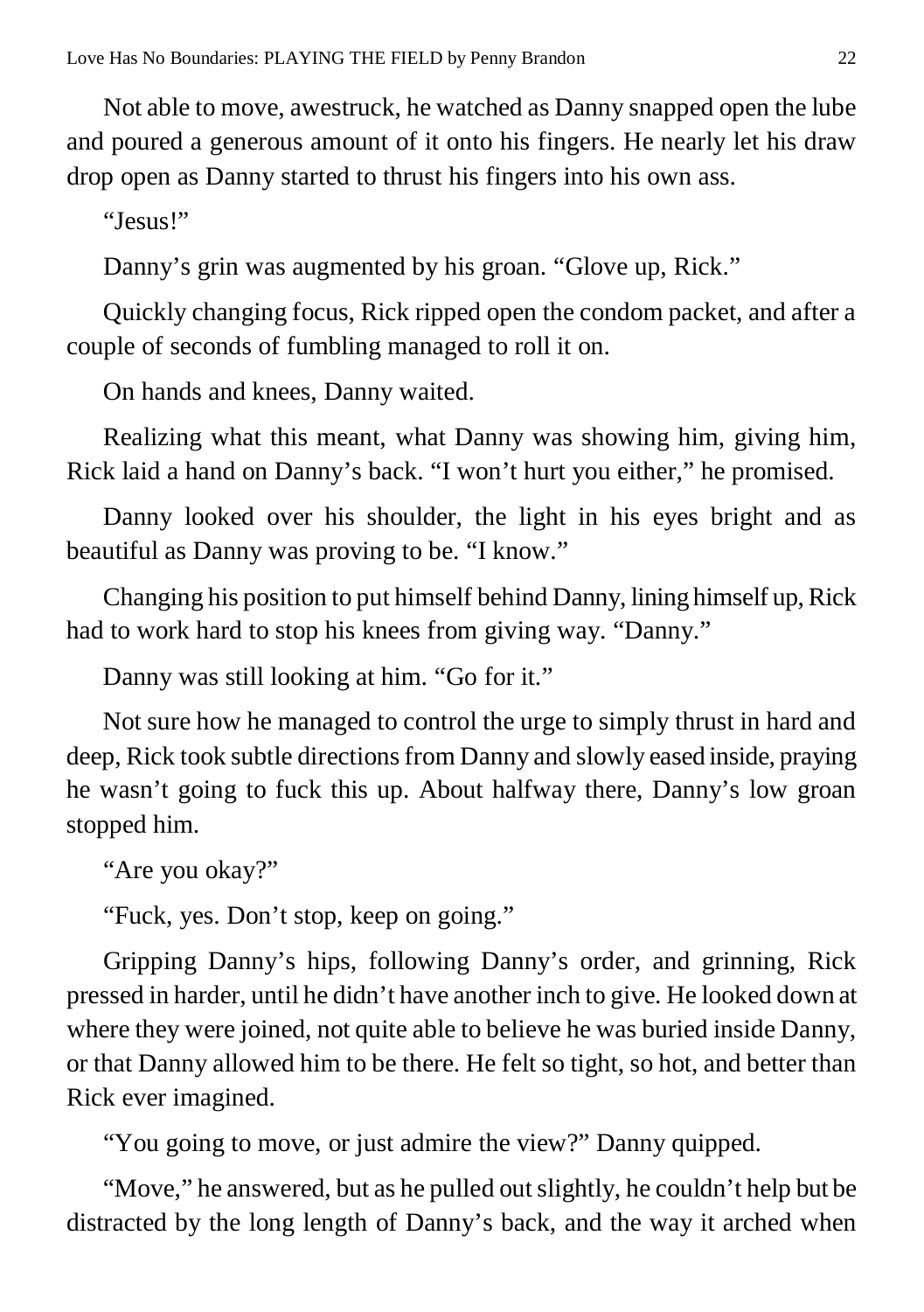Not able to move, awestruck, he watched as Danny snapped open the lube and poured a generous amount of it onto his fingers. He nearly let his draw drop open as Danny started to thrust his fingers into his own ass.

"Jesus!"

Danny's grin was augmented by his groan. "Glove up, Rick."

Quickly changing focus, Rick ripped open the condom packet, and after a couple of seconds of fumbling managed to roll it on.

On hands and knees, Danny waited.

Realizing what this meant, what Danny was showing him, giving him, Rick laid a hand on Danny's back. "I won't hurt you either," he promised.

Danny looked over his shoulder, the light in his eyes bright and as beautiful as Danny was proving to be. "I know."

Changing his position to put himself behind Danny, lining himself up, Rick had to work hard to stop his knees from giving way. "Danny."

Danny was still looking at him. "Go for it."

Not sure how he managed to control the urge to simply thrust in hard and deep, Rick took subtle directions from Danny and slowly eased inside, praying he wasn't going to fuck this up. About halfway there, Danny's low groan stopped him.

"Are you okay?"

"Fuck, yes. Don't stop, keep on going."

Gripping Danny's hips, following Danny's order, and grinning, Rick pressed in harder, until he didn't have another inch to give. He looked down at where they were joined, not quite able to believe he was buried inside Danny, or that Danny allowed him to be there. He felt so tight, so hot, and better than Rick ever imagined.

"You going to move, or just admire the view?" Danny quipped.

"Move," he answered, but as he pulled out slightly, he couldn't help but be distracted by the long length of Danny's back, and the way it arched when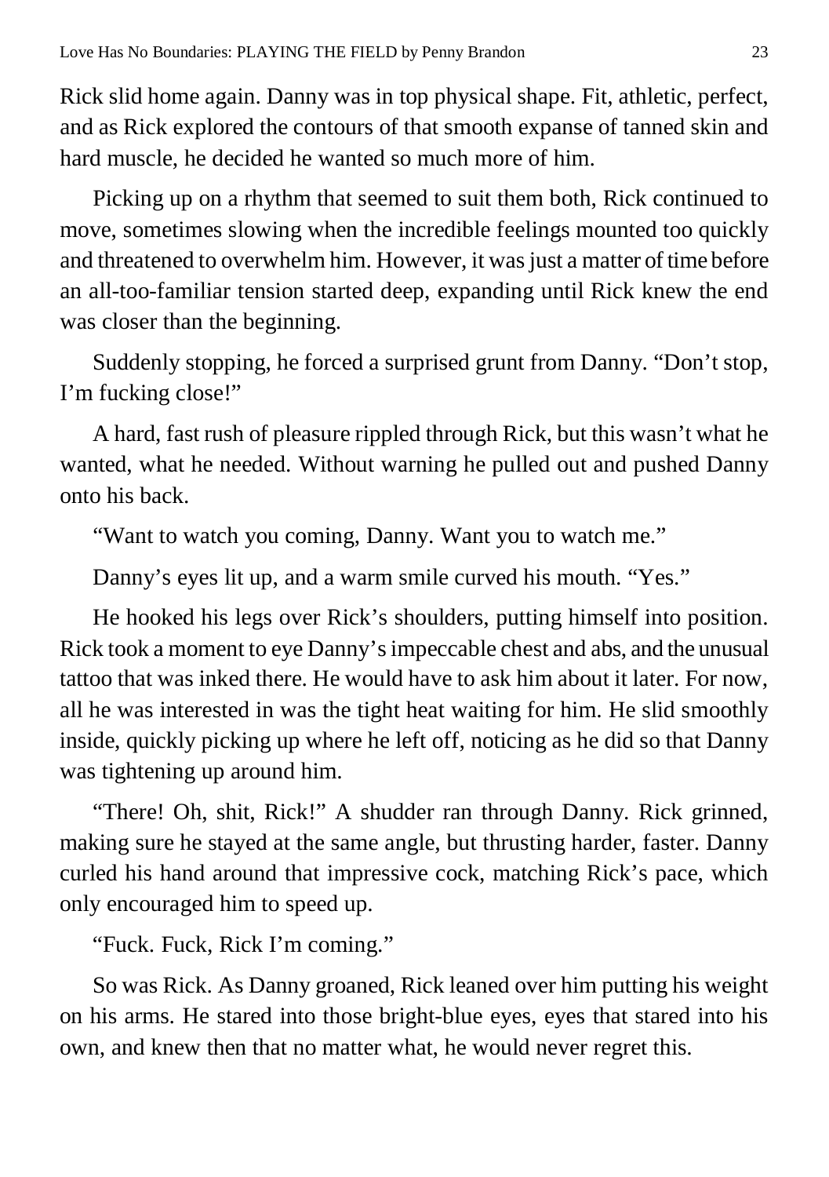Rick slid home again. Danny was in top physical shape. Fit, athletic, perfect, and as Rick explored the contours of that smooth expanse of tanned skin and hard muscle, he decided he wanted so much more of him.

Picking up on a rhythm that seemed to suit them both, Rick continued to move, sometimes slowing when the incredible feelings mounted too quickly and threatened to overwhelm him. However, it was just a matter of time before an all-too-familiar tension started deep, expanding until Rick knew the end was closer than the beginning.

Suddenly stopping, he forced a surprised grunt from Danny. "Don't stop, I'm fucking close!"

A hard, fast rush of pleasure rippled through Rick, but this wasn't what he wanted, what he needed. Without warning he pulled out and pushed Danny onto his back.

"Want to watch you coming, Danny. Want you to watch me."

Danny's eyes lit up, and a warm smile curved his mouth. "Yes."

He hooked his legs over Rick's shoulders, putting himself into position. Rick took a moment to eye Danny's impeccable chest and abs, and the unusual tattoo that was inked there. He would have to ask him about it later. For now, all he was interested in was the tight heat waiting for him. He slid smoothly inside, quickly picking up where he left off, noticing as he did so that Danny was tightening up around him.

"There! Oh, shit, Rick!" A shudder ran through Danny. Rick grinned, making sure he stayed at the same angle, but thrusting harder, faster. Danny curled his hand around that impressive cock, matching Rick's pace, which only encouraged him to speed up.

"Fuck. Fuck, Rick I'm coming."

So was Rick. As Danny groaned, Rick leaned over him putting his weight on his arms. He stared into those bright-blue eyes, eyes that stared into his own, and knew then that no matter what, he would never regret this.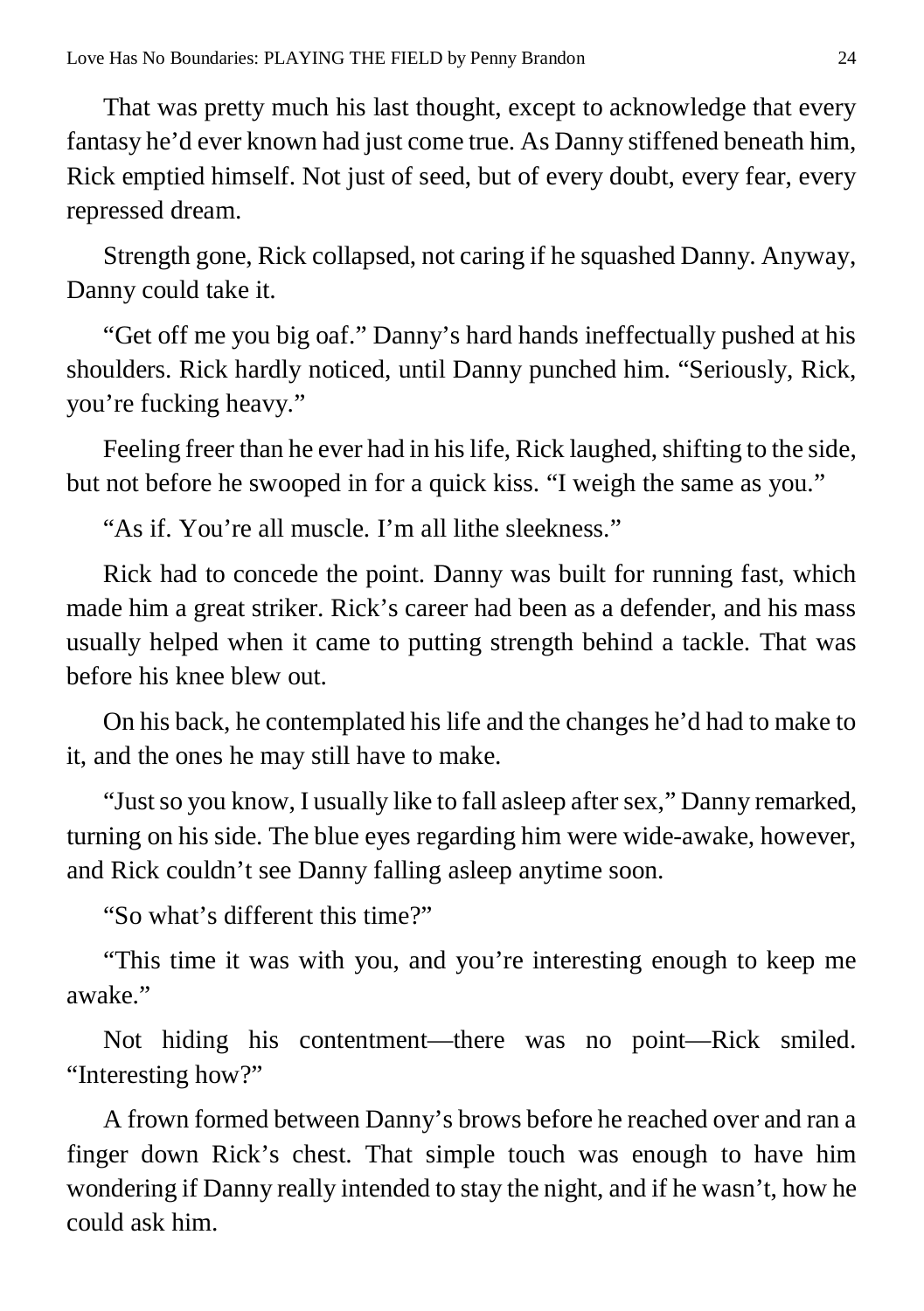That was pretty much his last thought, except to acknowledge that every fantasy he'd ever known had just come true. As Danny stiffened beneath him, Rick emptied himself. Not just of seed, but of every doubt, every fear, every repressed dream.

Strength gone, Rick collapsed, not caring if he squashed Danny. Anyway, Danny could take it.

"Get off me you big oaf." Danny's hard hands ineffectually pushed at his shoulders. Rick hardly noticed, until Danny punched him. "Seriously, Rick, you're fucking heavy."

Feeling freer than he ever had in his life, Rick laughed, shifting to the side, but not before he swooped in for a quick kiss. "I weigh the same as you."

"As if. You're all muscle. I'm all lithe sleekness."

Rick had to concede the point. Danny was built for running fast, which made him a great striker. Rick's career had been as a defender, and his mass usually helped when it came to putting strength behind a tackle. That was before his knee blew out.

On his back, he contemplated his life and the changes he'd had to make to it, and the ones he may still have to make.

"Just so you know, I usually like to fall asleep after sex," Danny remarked, turning on his side. The blue eyes regarding him were wide-awake, however, and Rick couldn't see Danny falling asleep anytime soon.

"So what's different this time?"

"This time it was with you, and you're interesting enough to keep me awake."

Not hiding his contentment—there was no point—Rick smiled. "Interesting how?"

A frown formed between Danny's brows before he reached over and ran a finger down Rick's chest. That simple touch was enough to have him wondering if Danny really intended to stay the night, and if he wasn't, how he could ask him.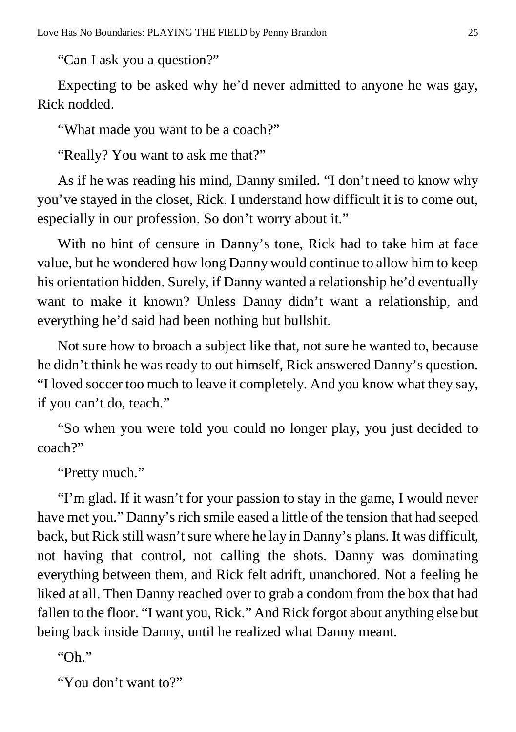"Can I ask you a question?"

Expecting to be asked why he'd never admitted to anyone he was gay, Rick nodded.

"What made you want to be a coach?"

"Really? You want to ask me that?"

As if he was reading his mind, Danny smiled. "I don't need to know why you've stayed in the closet, Rick. I understand how difficult it is to come out, especially in our profession. So don't worry about it."

With no hint of censure in Danny's tone, Rick had to take him at face value, but he wondered how long Danny would continue to allow him to keep his orientation hidden. Surely, if Danny wanted a relationship he'd eventually want to make it known? Unless Danny didn't want a relationship, and everything he'd said had been nothing but bullshit.

Not sure how to broach a subject like that, not sure he wanted to, because he didn't think he was ready to out himself, Rick answered Danny's question. "I loved soccer too much to leave it completely. And you know what they say, if you can't do, teach."

"So when you were told you could no longer play, you just decided to coach?"

"Pretty much."

"I'm glad. If it wasn't for your passion to stay in the game, I would never have met you." Danny's rich smile eased a little of the tension that had seeped back, but Rick still wasn't sure where he lay in Danny's plans. It was difficult, not having that control, not calling the shots. Danny was dominating everything between them, and Rick felt adrift, unanchored. Not a feeling he liked at all. Then Danny reached over to grab a condom from the box that had fallen to the floor. "I want you, Rick." And Rick forgot about anything else but being back inside Danny, until he realized what Danny meant.

"Oh."

"You don't want to?"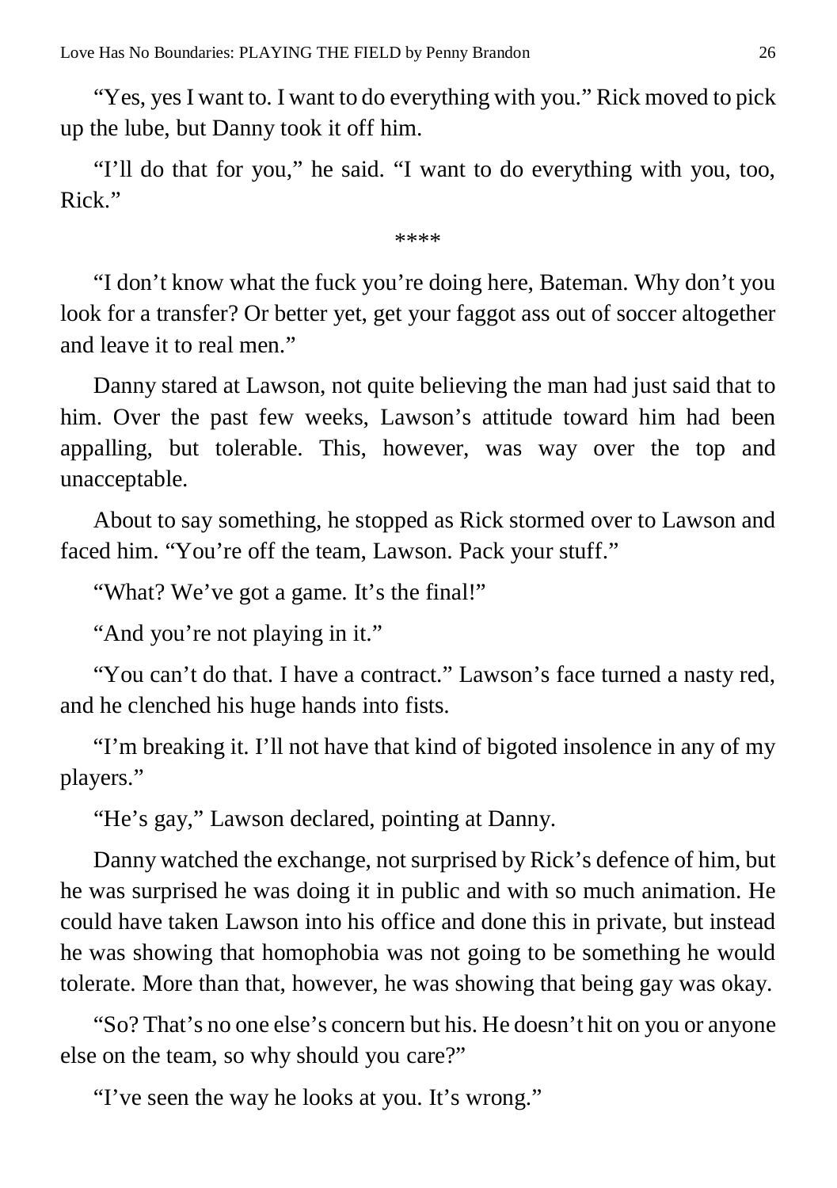"Yes, yes I want to. I want to do everything with you." Rick moved to pick up the lube, but Danny took it off him.

"I'll do that for you," he said. "I want to do everything with you, too, Rick."

****

"I don't know what the fuck you're doing here, Bateman. Why don't you look for a transfer? Or better yet, get your faggot ass out of soccer altogether and leave it to real men."

Danny stared at Lawson, not quite believing the man had just said that to him. Over the past few weeks, Lawson's attitude toward him had been appalling, but tolerable. This, however, was way over the top and unacceptable.

About to say something, he stopped as Rick stormed over to Lawson and faced him. "You're off the team, Lawson. Pack your stuff."

"What? We've got a game. It's the final!"

"And you're not playing in it."

"You can't do that. I have a contract." Lawson's face turned a nasty red, and he clenched his huge hands into fists.

"I'm breaking it. I'll not have that kind of bigoted insolence in any of my players."

"He's gay," Lawson declared, pointing at Danny.

Danny watched the exchange, not surprised by Rick's defence of him, but he was surprised he was doing it in public and with so much animation. He could have taken Lawson into his office and done this in private, but instead he was showing that homophobia was not going to be something he would tolerate. More than that, however, he was showing that being gay was okay.

"So? That's no one else's concern but his. He doesn't hit on you or anyone else on the team, so why should you care?"

"I've seen the way he looks at you. It's wrong."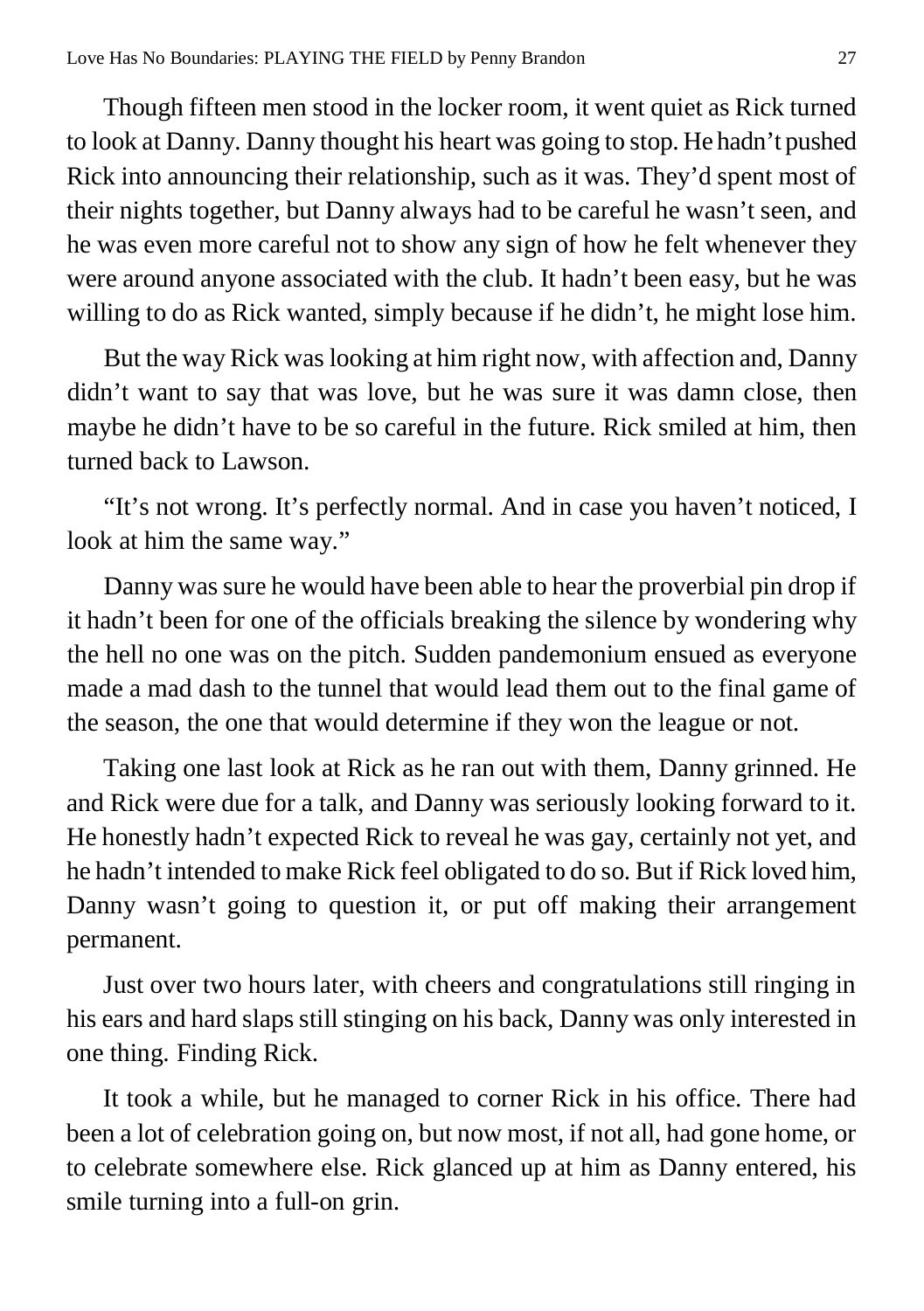Though fifteen men stood in the locker room, it went quiet as Rick turned to look at Danny. Danny thought his heart was going to stop. He hadn't pushed Rick into announcing their relationship, such as it was. They'd spent most of their nights together, but Danny always had to be careful he wasn't seen, and he was even more careful not to show any sign of how he felt whenever they were around anyone associated with the club. It hadn't been easy, but he was willing to do as Rick wanted, simply because if he didn't, he might lose him.

But the way Rick was looking at him right now, with affection and, Danny didn't want to say that was love, but he was sure it was damn close, then maybe he didn't have to be so careful in the future. Rick smiled at him, then turned back to Lawson.

"It's not wrong. It's perfectly normal. And in case you haven't noticed, I look at him the same way."

Danny was sure he would have been able to hear the proverbial pin drop if it hadn't been for one of the officials breaking the silence by wondering why the hell no one was on the pitch. Sudden pandemonium ensued as everyone made a mad dash to the tunnel that would lead them out to the final game of the season, the one that would determine if they won the league or not.

Taking one last look at Rick as he ran out with them, Danny grinned. He and Rick were due for a talk, and Danny was seriously looking forward to it. He honestly hadn't expected Rick to reveal he was gay, certainly not yet, and he hadn't intended to make Rick feel obligated to do so. But if Rick loved him, Danny wasn't going to question it, or put off making their arrangement permanent.

Just over two hours later, with cheers and congratulations still ringing in his ears and hard slaps still stinging on his back, Danny was only interested in one thing. Finding Rick.

It took a while, but he managed to corner Rick in his office. There had been a lot of celebration going on, but now most, if not all, had gone home, or to celebrate somewhere else. Rick glanced up at him as Danny entered, his smile turning into a full-on grin.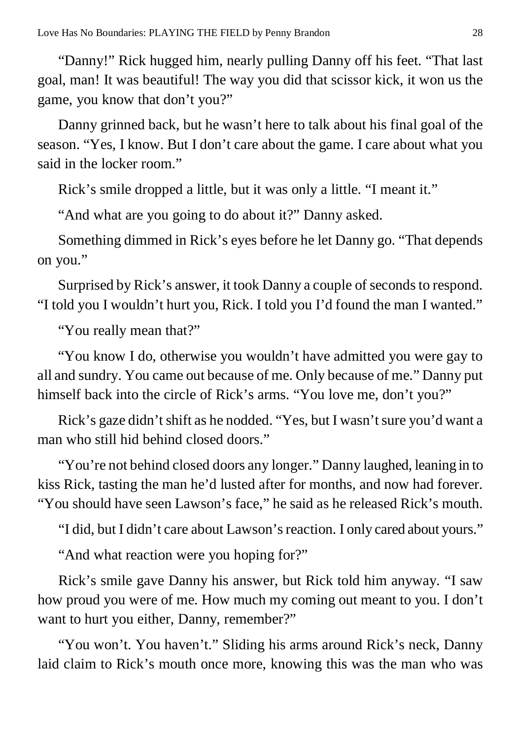"Danny!" Rick hugged him, nearly pulling Danny off his feet. "That last goal, man! It was beautiful! The way you did that scissor kick, it won us the game, you know that don't you?"

Danny grinned back, but he wasn't here to talk about his final goal of the season. "Yes, I know. But I don't care about the game. I care about what you said in the locker room."

Rick's smile dropped a little, but it was only a little. "I meant it."

"And what are you going to do about it?" Danny asked.

Something dimmed in Rick's eyes before he let Danny go. "That depends on you."

Surprised by Rick's answer, it took Danny a couple of seconds to respond. "I told you I wouldn't hurt you, Rick. I told you I'd found the man I wanted."

"You really mean that?"

"You know I do, otherwise you wouldn't have admitted you were gay to all and sundry. You came out because of me. Only because of me." Danny put himself back into the circle of Rick's arms. "You love me, don't you?"

Rick's gaze didn't shift as he nodded. "Yes, but I wasn't sure you'd want a man who still hid behind closed doors."

"You're not behind closed doors any longer." Danny laughed, leaning in to kiss Rick, tasting the man he'd lusted after for months, and now had forever. "You should have seen Lawson's face," he said as he released Rick's mouth.

"I did, but I didn't care about Lawson's reaction. I only cared about yours."

"And what reaction were you hoping for?"

Rick's smile gave Danny his answer, but Rick told him anyway. "I saw how proud you were of me. How much my coming out meant to you. I don't want to hurt you either, Danny, remember?"

"You won't. You haven't." Sliding his arms around Rick's neck, Danny laid claim to Rick's mouth once more, knowing this was the man who was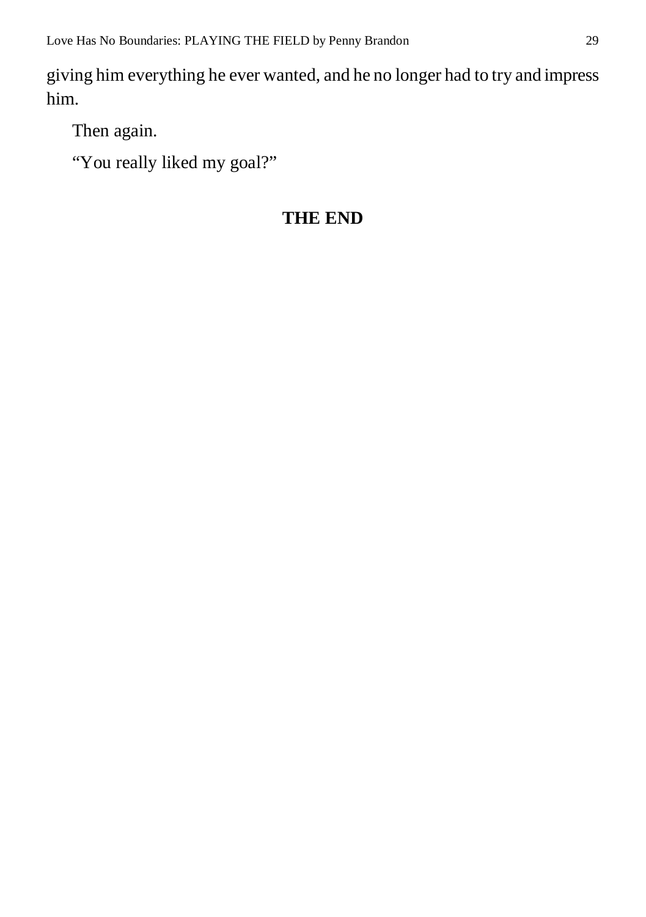giving him everything he ever wanted, and he no longer had to try and impress him.

Then again.

"You really liked my goal?"

**THE END**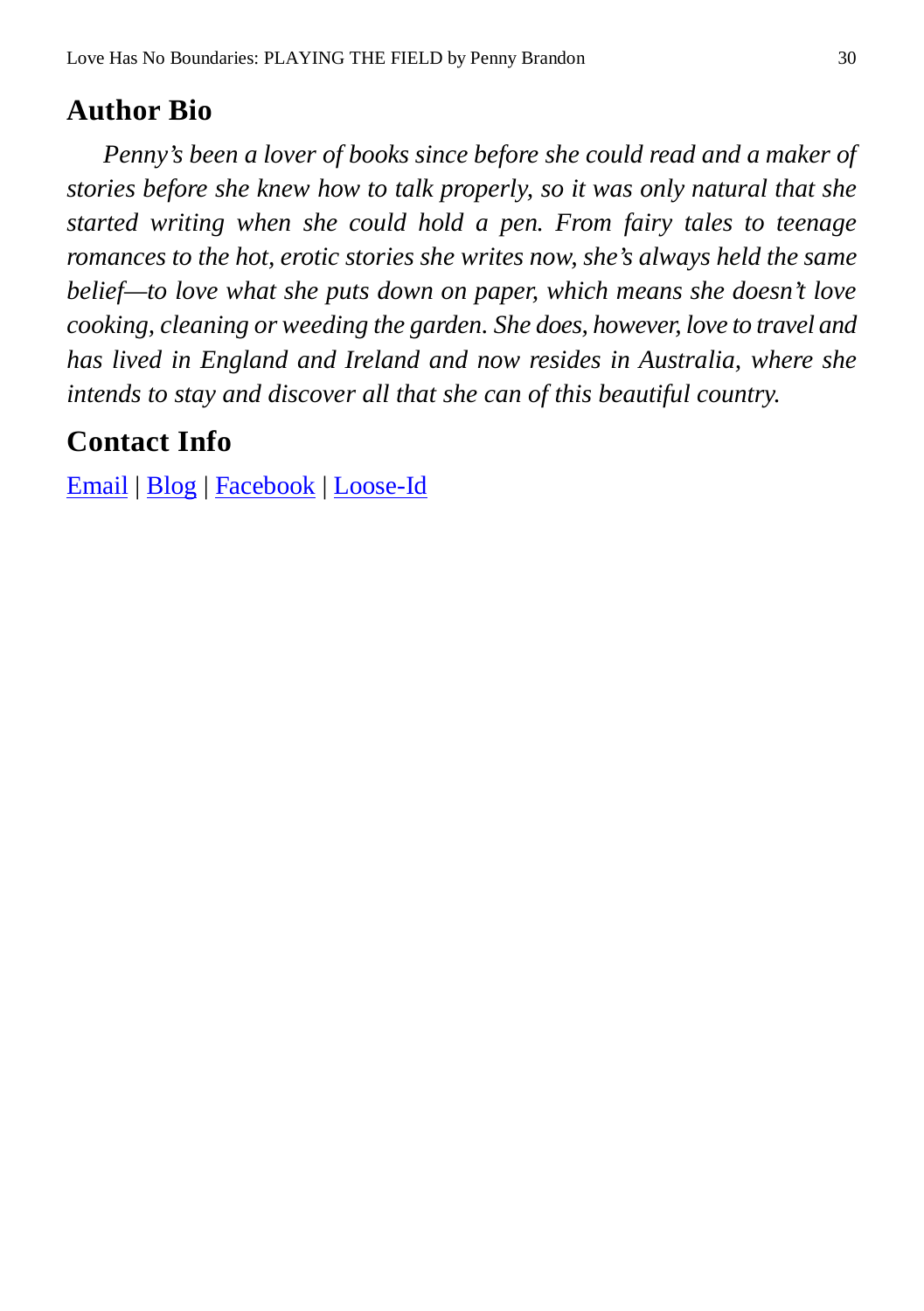## Author Bio

*Penny's been a lover of books since before she could read and a maker of stories before she knew how to talk properly, so it was only natural that she started writing when she could hold a pen. From fairy tales to teenage romances to the hot, erotic stories she writes now, she's always held the same belief—to love what she puts down on paper, which means she doesn't love cooking, cleaning or weeding the garden. She does, however, love to travel and has lived in England and Ireland and now resides in Australia, where she intends to stay and discover all that she can of this beautiful country.*

## Contact Info

Email | Blog | Facebook | Loose-Id